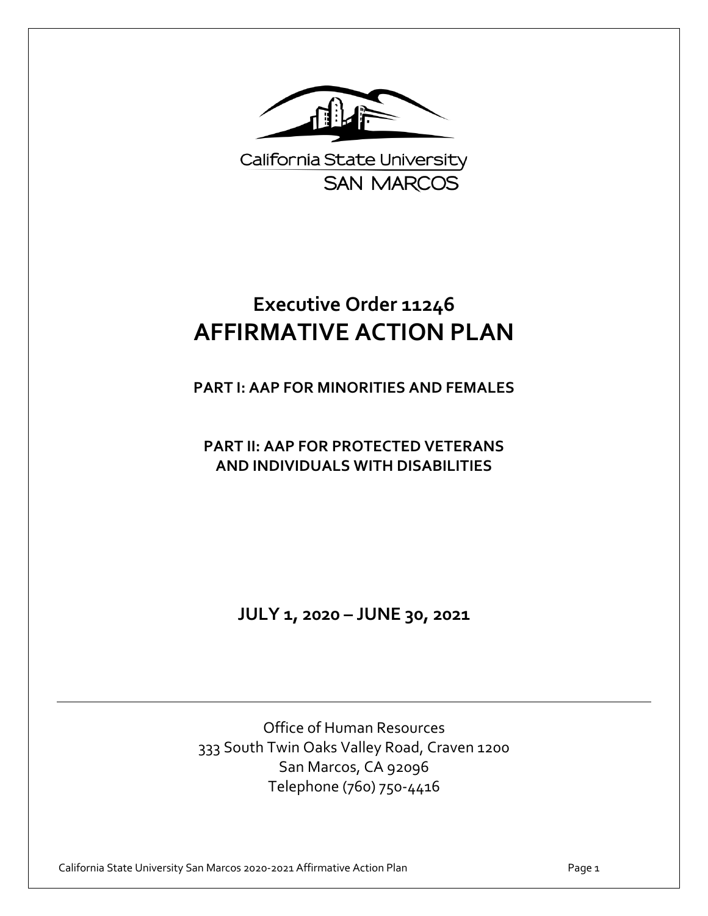California State University
SAN MARCOS

# Executive Order 11246
# AFFIRMATIVE ACTION PLAN

**PART I: AAP FOR MINORITIES AND FEMALES**

**PART II: AAP FOR PROTECTED VETERANS AND INDIVIDUALS WITH DISABILITIES**

**JULY 1, 2020 – JUNE 30, 2021**

---

Office of Human Resources
333 South Twin Oaks Valley Road, Craven 1200
San Marcos, CA 92096
Telephone (760) 750-4416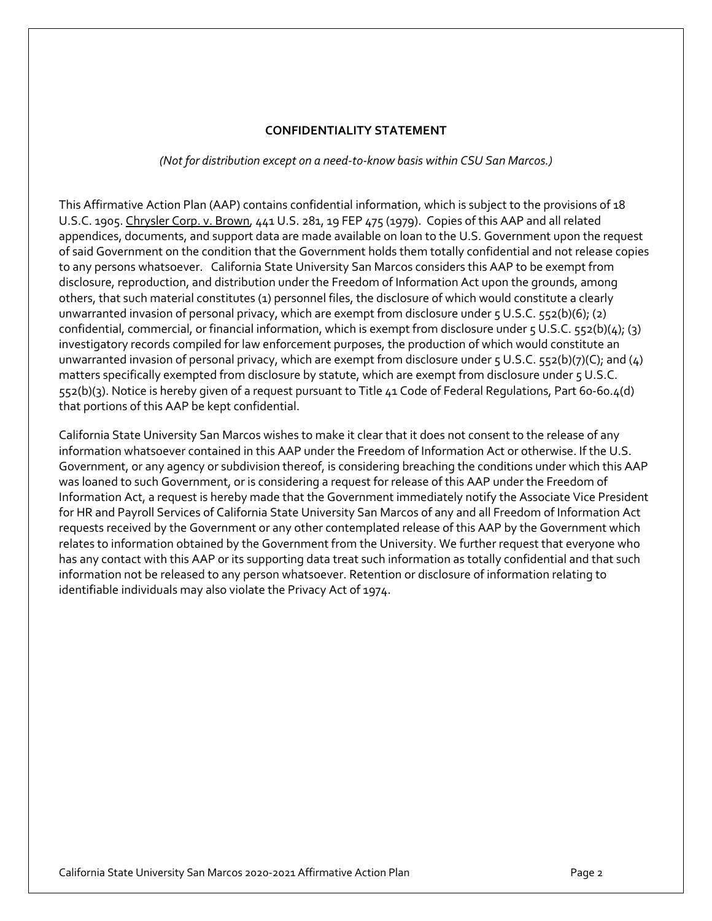## CONFIDENTIALITY STATEMENT

*(Not for distribution except on a need-to-know basis within CSU San Marcos.)*

This Affirmative Action Plan (AAP) contains confidential information, which is subject to the provisions of 18 U.S.C. 1905. Chrysler Corp. v. Brown, 441 U.S. 281, 19 FEP 475 (1979). Copies of this AAP and all related appendices, documents, and support data are made available on loan to the U.S. Government upon the request of said Government on the condition that the Government holds them totally confidential and not release copies to any persons whatsoever. California State University San Marcos considers this AAP to be exempt from disclosure, reproduction, and distribution under the Freedom of Information Act upon the grounds, among others, that such material constitutes (1) personnel files, the disclosure of which would constitute a clearly unwarranted invasion of personal privacy, which are exempt from disclosure under 5 U.S.C. 552(b)(6); (2) confidential, commercial, or financial information, which is exempt from disclosure under 5 U.S.C. 552(b)(4); (3) investigatory records compiled for law enforcement purposes, the production of which would constitute an unwarranted invasion of personal privacy, which are exempt from disclosure under 5 U.S.C. 552(b)(7)(C); and (4) matters specifically exempted from disclosure by statute, which are exempt from disclosure under 5 U.S.C. 552(b)(3). Notice is hereby given of a request pursuant to Title 41 Code of Federal Regulations, Part 60-60.4(d) that portions of this AAP be kept confidential.

California State University San Marcos wishes to make it clear that it does not consent to the release of any information whatsoever contained in this AAP under the Freedom of Information Act or otherwise. If the U.S. Government, or any agency or subdivision thereof, is considering breaching the conditions under which this AAP was loaned to such Government, or is considering a request for release of this AAP under the Freedom of Information Act, a request is hereby made that the Government immediately notify the Associate Vice President for HR and Payroll Services of California State University San Marcos of any and all Freedom of Information Act requests received by the Government or any other contemplated release of this AAP by the Government which relates to information obtained by the Government from the University. We further request that everyone who has any contact with this AAP or its supporting data treat such information as totally confidential and that such information not be released to any person whatsoever. Retention or disclosure of information relating to identifiable individuals may also violate the Privacy Act of 1974.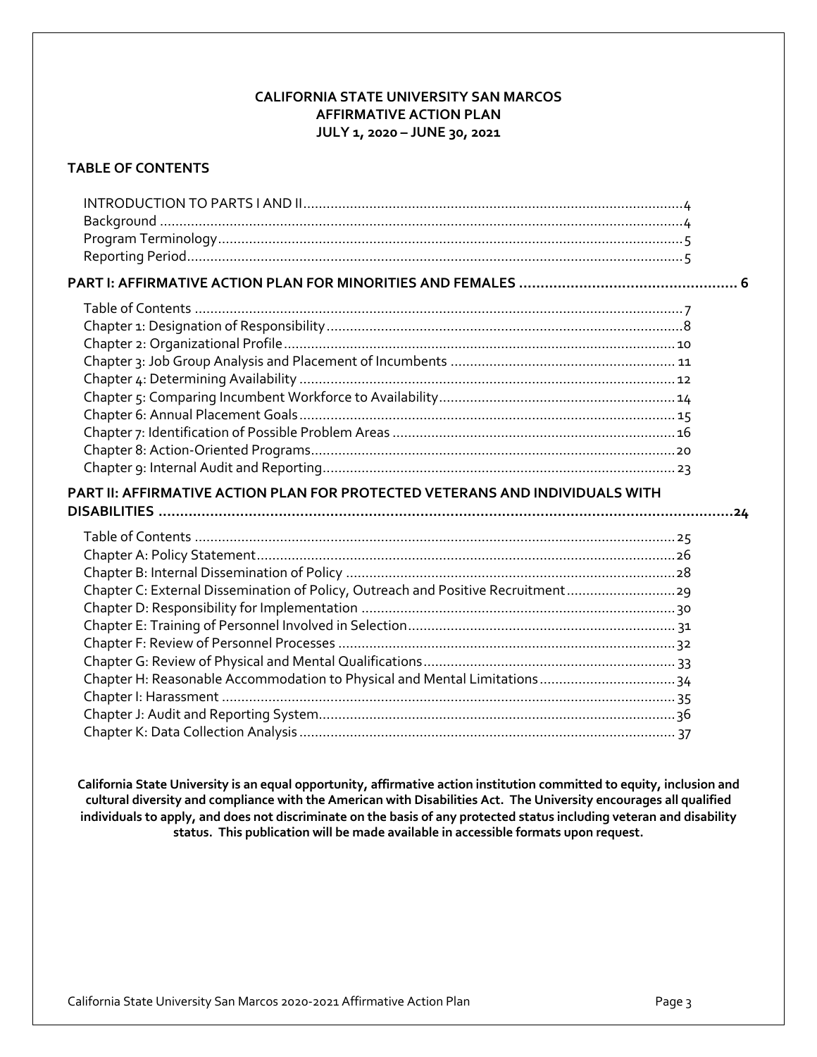**CALIFORNIA STATE UNIVERSITY SAN MARCOS**
**AFFIRMATIVE ACTION PLAN**
**JULY 1, 2020 – JUNE 30, 2021**

## TABLE OF CONTENTS

INTRODUCTION TO PARTS I AND II.......................................................4
Background.......................................................4
Program Terminology.......................................................5
Reporting Period.......................................................5

**PART I: AFFIRMATIVE ACTION PLAN FOR MINORITIES AND FEMALES ....................... 6**

Table of Contents.......................................................7
Chapter 1: Designation of Responsibility.......................................................8
Chapter 2: Organizational Profile.......................................................10
Chapter 3: Job Group Analysis and Placement of Incumbents.......................................................11
Chapter 4: Determining Availability.......................................................12
Chapter 5: Comparing Incumbent Workforce to Availability.......................................................14
Chapter 6: Annual Placement Goals.......................................................15
Chapter 7: Identification of Possible Problem Areas.......................................................16
Chapter 8: Action-Oriented Programs.......................................................20
Chapter 9: Internal Audit and Reporting.......................................................23

**PART II: AFFIRMATIVE ACTION PLAN FOR PROTECTED VETERANS AND INDIVIDUALS WITH DISABILITIES .......................................................24**

Table of Contents.......................................................25
Chapter A: Policy Statement.......................................................26
Chapter B: Internal Dissemination of Policy.......................................................28
Chapter C: External Dissemination of Policy, Outreach and Positive Recruitment.......................................................29
Chapter D: Responsibility for Implementation.......................................................30
Chapter E: Training of Personnel Involved in Selection.......................................................31
Chapter F: Review of Personnel Processes.......................................................32
Chapter G: Review of Physical and Mental Qualifications.......................................................33
Chapter H: Reasonable Accommodation to Physical and Mental Limitations.......................................................34
Chapter I: Harassment.......................................................35
Chapter J: Audit and Reporting System.......................................................36
Chapter K: Data Collection Analysis.......................................................37

**California State University is an equal opportunity, affirmative action institution committed to equity, inclusion and cultural diversity and compliance with the American with Disabilities Act. The University encourages all qualified individuals to apply, and does not discriminate on the basis of any protected status including veteran and disability status. This publication will be made available in accessible formats upon request.**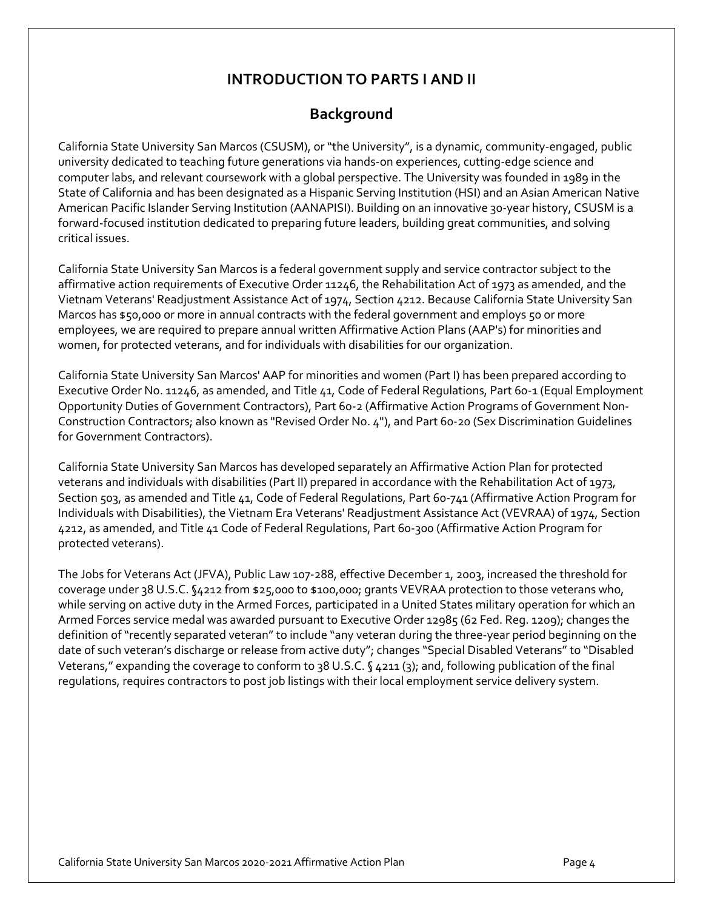# INTRODUCTION TO PARTS I AND II

## Background

California State University San Marcos (CSUSM), or "the University", is a dynamic, community-engaged, public university dedicated to teaching future generations via hands-on experiences, cutting-edge science and computer labs, and relevant coursework with a global perspective. The University was founded in 1989 in the State of California and has been designated as a Hispanic Serving Institution (HSI) and an Asian American Native American Pacific Islander Serving Institution (AANAPISI). Building on an innovative 30-year history, CSUSM is a forward-focused institution dedicated to preparing future leaders, building great communities, and solving critical issues.

California State University San Marcos is a federal government supply and service contractor subject to the affirmative action requirements of Executive Order 11246, the Rehabilitation Act of 1973 as amended, and the Vietnam Veterans' Readjustment Assistance Act of 1974, Section 4212. Because California State University San Marcos has $50,000 or more in annual contracts with the federal government and employs 50 or more employees, we are required to prepare annual written Affirmative Action Plans (AAP's) for minorities and women, for protected veterans, and for individuals with disabilities for our organization.

California State University San Marcos' AAP for minorities and women (Part I) has been prepared according to Executive Order No. 11246, as amended, and Title 41, Code of Federal Regulations, Part 60-1 (Equal Employment Opportunity Duties of Government Contractors), Part 60-2 (Affirmative Action Programs of Government Non-Construction Contractors; also known as "Revised Order No. 4"), and Part 60-20 (Sex Discrimination Guidelines for Government Contractors).

California State University San Marcos has developed separately an Affirmative Action Plan for protected veterans and individuals with disabilities (Part II) prepared in accordance with the Rehabilitation Act of 1973, Section 503, as amended and Title 41, Code of Federal Regulations, Part 60-741 (Affirmative Action Program for Individuals with Disabilities), the Vietnam Era Veterans' Readjustment Assistance Act (VEVRAA) of 1974, Section 4212, as amended, and Title 41 Code of Federal Regulations, Part 60-300 (Affirmative Action Program for protected veterans).

The Jobs for Veterans Act (JFVA), Public Law 107-288, effective December 1, 2003, increased the threshold for coverage under 38 U.S.C. §4212 from $25,000 to $100,000; grants VEVRAA protection to those veterans who, while serving on active duty in the Armed Forces, participated in a United States military operation for which an Armed Forces service medal was awarded pursuant to Executive Order 12985 (62 Fed. Reg. 1209); changes the definition of "recently separated veteran" to include "any veteran during the three-year period beginning on the date of such veteran's discharge or release from active duty"; changes "Special Disabled Veterans" to "Disabled Veterans," expanding the coverage to conform to 38 U.S.C. § 4211 (3); and, following publication of the final regulations, requires contractors to post job listings with their local employment service delivery system.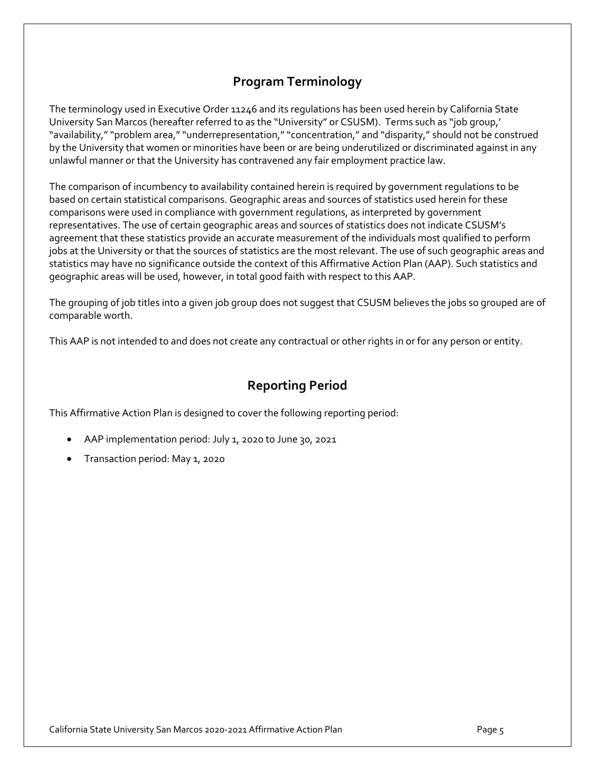## Program Terminology

The terminology used in Executive Order 11246 and its regulations has been used herein by California State University San Marcos (hereafter referred to as the "University" or CSUSM). Terms such as "job group,' "availability," "problem area," "underrepresentation," "concentration," and "disparity," should not be construed by the University that women or minorities have been or are being underutilized or discriminated against in any unlawful manner or that the University has contravened any fair employment practice law.

The comparison of incumbency to availability contained herein is required by government regulations to be based on certain statistical comparisons. Geographic areas and sources of statistics used herein for these comparisons were used in compliance with government regulations, as interpreted by government representatives. The use of certain geographic areas and sources of statistics does not indicate CSUSM's agreement that these statistics provide an accurate measurement of the individuals most qualified to perform jobs at the University or that the sources of statistics are the most relevant. The use of such geographic areas and statistics may have no significance outside the context of this Affirmative Action Plan (AAP). Such statistics and geographic areas will be used, however, in total good faith with respect to this AAP.

The grouping of job titles into a given job group does not suggest that CSUSM believes the jobs so grouped are of comparable worth.

This AAP is not intended to and does not create any contractual or other rights in or for any person or entity.

## Reporting Period

This Affirmative Action Plan is designed to cover the following reporting period:

- AAP implementation period: July 1, 2020 to June 30, 2021
- Transaction period: May 1, 2020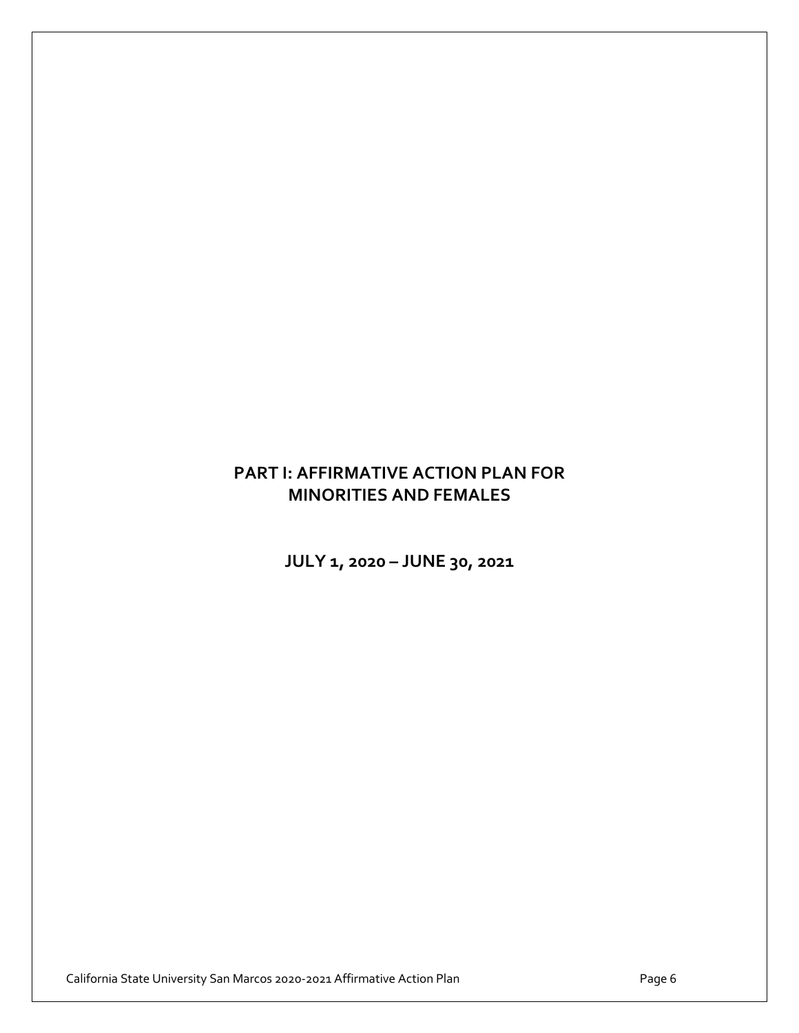# PART I: AFFIRMATIVE ACTION PLAN FOR MINORITIES AND FEMALES

## JULY 1, 2020 – JUNE 30, 2021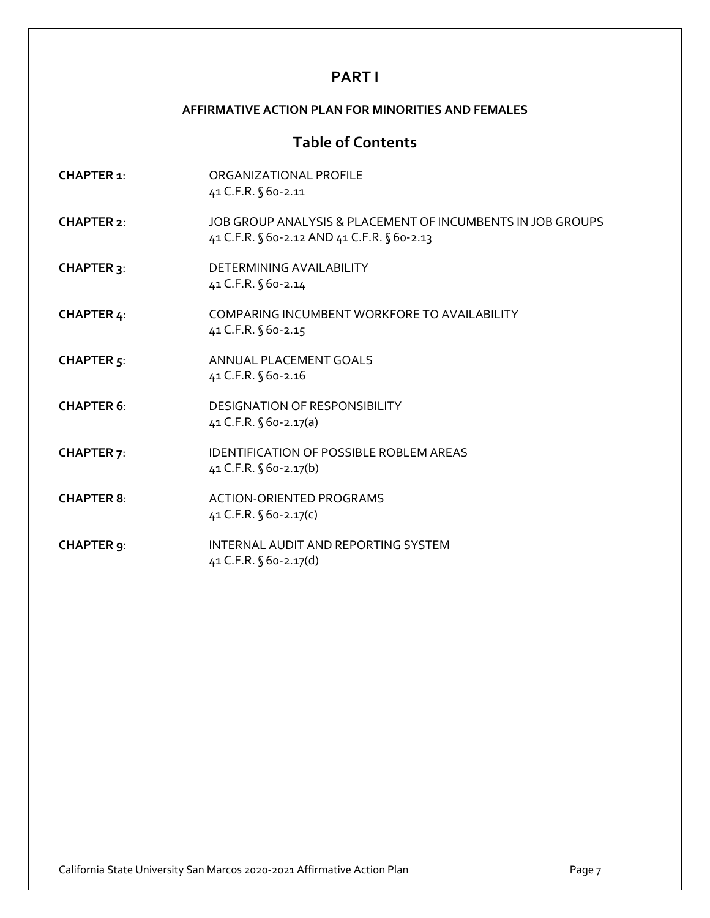# PART I

## AFFIRMATIVE ACTION PLAN FOR MINORITIES AND FEMALES

## Table of Contents

| | |
|---|---|
| **CHAPTER 1**: | ORGANIZATIONAL PROFILE<br>41 C.F.R. § 60-2.11 |
| **CHAPTER 2**: | JOB GROUP ANALYSIS & PLACEMENT OF INCUMBENTS IN JOB GROUPS<br>41 C.F.R. § 60-2.12 AND 41 C.F.R. § 60-2.13 |
| **CHAPTER 3**: | DETERMINING AVAILABILITY<br>41 C.F.R. § 60-2.14 |
| **CHAPTER 4**: | COMPARING INCUMBENT WORKFORE TO AVAILABILITY<br>41 C.F.R. § 60-2.15 |
| **CHAPTER 5**: | ANNUAL PLACEMENT GOALS<br>41 C.F.R. § 60-2.16 |
| **CHAPTER 6**: | DESIGNATION OF RESPONSIBILITY<br>41 C.F.R. § 60-2.17(a) |
| **CHAPTER 7**: | IDENTIFICATION OF POSSIBLE ROBLEM AREAS<br>41 C.F.R. § 60-2.17(b) |
| **CHAPTER 8**: | ACTION-ORIENTED PROGRAMS<br>41 C.F.R. § 60-2.17(c) |
| **CHAPTER 9**: | INTERNAL AUDIT AND REPORTING SYSTEM<br>41 C.F.R. § 60-2.17(d) |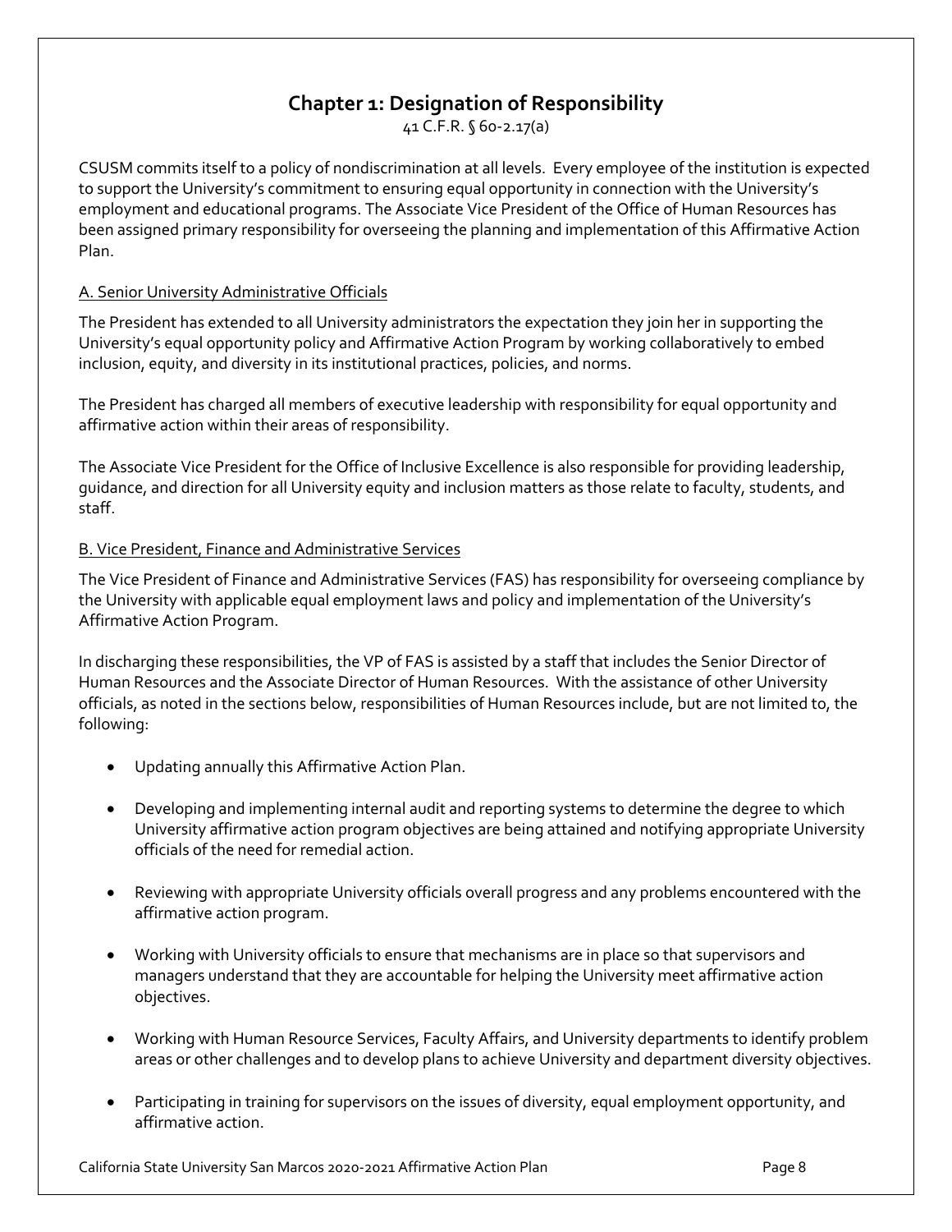## Chapter 1: Designation of Responsibility

41 C.F.R. § 60-2.17(a)

CSUSM commits itself to a policy of nondiscrimination at all levels. Every employee of the institution is expected to support the University's commitment to ensuring equal opportunity in connection with the University's employment and educational programs. The Associate Vice President of the Office of Human Resources has been assigned primary responsibility for overseeing the planning and implementation of this Affirmative Action Plan.

### A. Senior University Administrative Officials

The President has extended to all University administrators the expectation they join her in supporting the University's equal opportunity policy and Affirmative Action Program by working collaboratively to embed inclusion, equity, and diversity in its institutional practices, policies, and norms.

The President has charged all members of executive leadership with responsibility for equal opportunity and affirmative action within their areas of responsibility.

The Associate Vice President for the Office of Inclusive Excellence is also responsible for providing leadership, guidance, and direction for all University equity and inclusion matters as those relate to faculty, students, and staff.

### B. Vice President, Finance and Administrative Services

The Vice President of Finance and Administrative Services (FAS) has responsibility for overseeing compliance by the University with applicable equal employment laws and policy and implementation of the University's Affirmative Action Program.

In discharging these responsibilities, the VP of FAS is assisted by a staff that includes the Senior Director of Human Resources and the Associate Director of Human Resources. With the assistance of other University officials, as noted in the sections below, responsibilities of Human Resources include, but are not limited to, the following:

- Updating annually this Affirmative Action Plan.
- Developing and implementing internal audit and reporting systems to determine the degree to which University affirmative action program objectives are being attained and notifying appropriate University officials of the need for remedial action.
- Reviewing with appropriate University officials overall progress and any problems encountered with the affirmative action program.
- Working with University officials to ensure that mechanisms are in place so that supervisors and managers understand that they are accountable for helping the University meet affirmative action objectives.
- Working with Human Resource Services, Faculty Affairs, and University departments to identify problem areas or other challenges and to develop plans to achieve University and department diversity objectives.
- Participating in training for supervisors on the issues of diversity, equal employment opportunity, and affirmative action.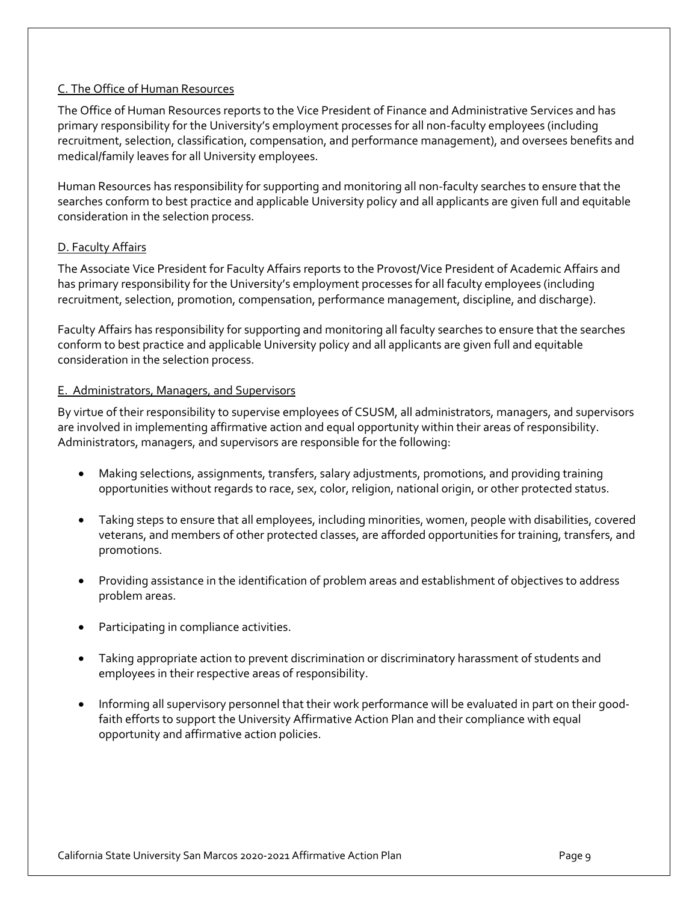### C. The Office of Human Resources

The Office of Human Resources reports to the Vice President of Finance and Administrative Services and has primary responsibility for the University's employment processes for all non-faculty employees (including recruitment, selection, classification, compensation, and performance management), and oversees benefits and medical/family leaves for all University employees.

Human Resources has responsibility for supporting and monitoring all non-faculty searches to ensure that the searches conform to best practice and applicable University policy and all applicants are given full and equitable consideration in the selection process.

### D. Faculty Affairs

The Associate Vice President for Faculty Affairs reports to the Provost/Vice President of Academic Affairs and has primary responsibility for the University's employment processes for all faculty employees (including recruitment, selection, promotion, compensation, performance management, discipline, and discharge).

Faculty Affairs has responsibility for supporting and monitoring all faculty searches to ensure that the searches conform to best practice and applicable University policy and all applicants are given full and equitable consideration in the selection process.

### E. Administrators, Managers, and Supervisors

By virtue of their responsibility to supervise employees of CSUSM, all administrators, managers, and supervisors are involved in implementing affirmative action and equal opportunity within their areas of responsibility. Administrators, managers, and supervisors are responsible for the following:

- Making selections, assignments, transfers, salary adjustments, promotions, and providing training opportunities without regards to race, sex, color, religion, national origin, or other protected status.
- Taking steps to ensure that all employees, including minorities, women, people with disabilities, covered veterans, and members of other protected classes, are afforded opportunities for training, transfers, and promotions.
- Providing assistance in the identification of problem areas and establishment of objectives to address problem areas.
- Participating in compliance activities.
- Taking appropriate action to prevent discrimination or discriminatory harassment of students and employees in their respective areas of responsibility.
- Informing all supervisory personnel that their work performance will be evaluated in part on their good-faith efforts to support the University Affirmative Action Plan and their compliance with equal opportunity and affirmative action policies.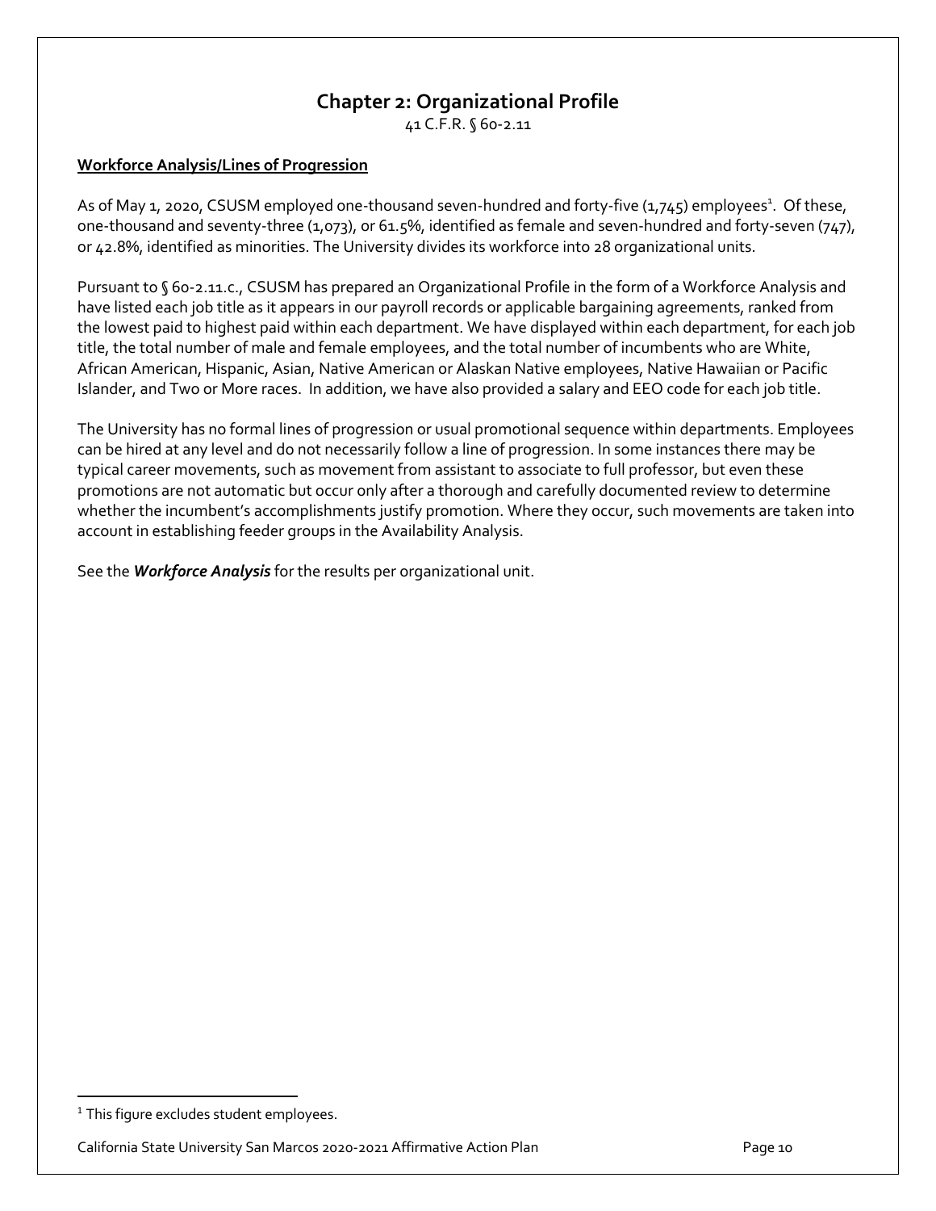# Chapter 2: Organizational Profile

41 C.F.R. § 60-2.11

**Workforce Analysis/Lines of Progression**

As of May 1, 2020, CSUSM employed one-thousand seven-hundred and forty-five (1,745) employees[1]. Of these, one-thousand and seventy-three (1,073), or 61.5%, identified as female and seven-hundred and forty-seven (747), or 42.8%, identified as minorities. The University divides its workforce into 28 organizational units.

Pursuant to § 60-2.11.c., CSUSM has prepared an Organizational Profile in the form of a Workforce Analysis and have listed each job title as it appears in our payroll records or applicable bargaining agreements, ranked from the lowest paid to highest paid within each department. We have displayed within each department, for each job title, the total number of male and female employees, and the total number of incumbents who are White, African American, Hispanic, Asian, Native American or Alaskan Native employees, Native Hawaiian or Pacific Islander, and Two or More races. In addition, we have also provided a salary and EEO code for each job title.

The University has no formal lines of progression or usual promotional sequence within departments. Employees can be hired at any level and do not necessarily follow a line of progression. In some instances there may be typical career movements, such as movement from assistant to associate to full professor, but even these promotions are not automatic but occur only after a thorough and carefully documented review to determine whether the incumbent's accomplishments justify promotion. Where they occur, such movements are taken into account in establishing feeder groups in the Availability Analysis.

See the ***Workforce Analysis*** for the results per organizational unit.

[1] This figure excludes student employees.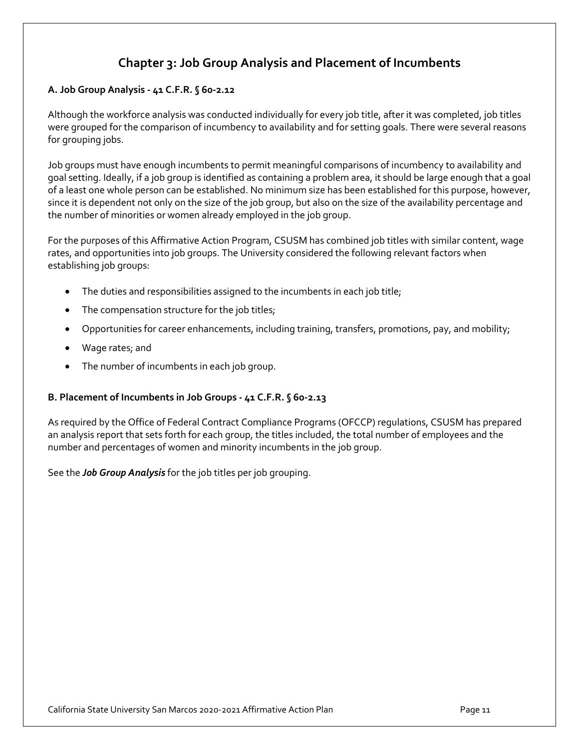## Chapter 3: Job Group Analysis and Placement of Incumbents

### A. Job Group Analysis - 41 C.F.R. § 60-2.12

Although the workforce analysis was conducted individually for every job title, after it was completed, job titles were grouped for the comparison of incumbency to availability and for setting goals. There were several reasons for grouping jobs.

Job groups must have enough incumbents to permit meaningful comparisons of incumbency to availability and goal setting. Ideally, if a job group is identified as containing a problem area, it should be large enough that a goal of a least one whole person can be established. No minimum size has been established for this purpose, however, since it is dependent not only on the size of the job group, but also on the size of the availability percentage and the number of minorities or women already employed in the job group.

For the purposes of this Affirmative Action Program, CSUSM has combined job titles with similar content, wage rates, and opportunities into job groups. The University considered the following relevant factors when establishing job groups:

- The duties and responsibilities assigned to the incumbents in each job title;
- The compensation structure for the job titles;
- Opportunities for career enhancements, including training, transfers, promotions, pay, and mobility;
- Wage rates; and
- The number of incumbents in each job group.

### B. Placement of Incumbents in Job Groups - 41 C.F.R. § 60-2.13

As required by the Office of Federal Contract Compliance Programs (OFCCP) regulations, CSUSM has prepared an analysis report that sets forth for each group, the titles included, the total number of employees and the number and percentages of women and minority incumbents in the job group.

See the ***Job Group Analysis*** for the job titles per job grouping.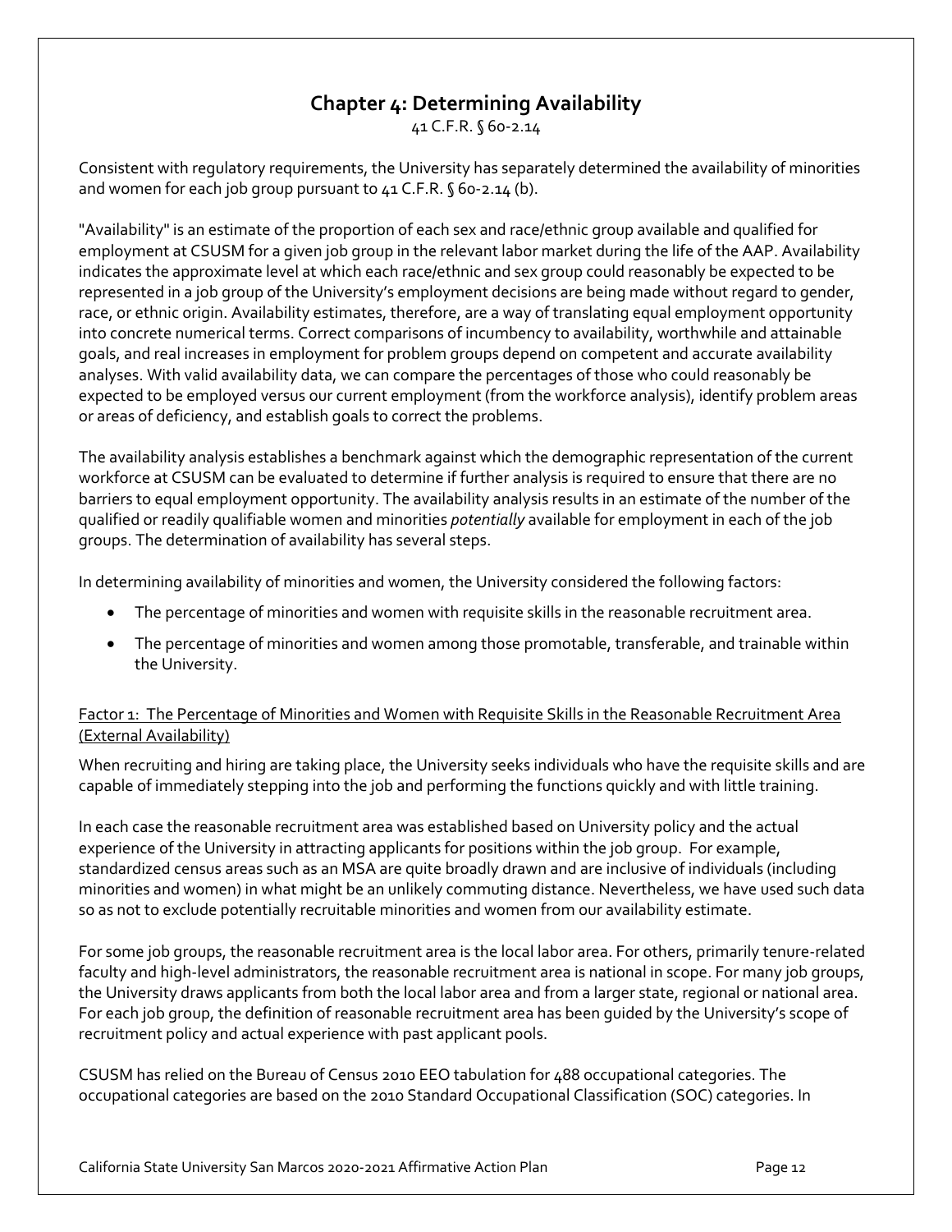# Chapter 4: Determining Availability

41 C.F.R. § 60-2.14

Consistent with regulatory requirements, the University has separately determined the availability of minorities and women for each job group pursuant to 41 C.F.R. § 60-2.14 (b).

"Availability" is an estimate of the proportion of each sex and race/ethnic group available and qualified for employment at CSUSM for a given job group in the relevant labor market during the life of the AAP. Availability indicates the approximate level at which each race/ethnic and sex group could reasonably be expected to be represented in a job group of the University's employment decisions are being made without regard to gender, race, or ethnic origin. Availability estimates, therefore, are a way of translating equal employment opportunity into concrete numerical terms. Correct comparisons of incumbency to availability, worthwhile and attainable goals, and real increases in employment for problem groups depend on competent and accurate availability analyses. With valid availability data, we can compare the percentages of those who could reasonably be expected to be employed versus our current employment (from the workforce analysis), identify problem areas or areas of deficiency, and establish goals to correct the problems.

The availability analysis establishes a benchmark against which the demographic representation of the current workforce at CSUSM can be evaluated to determine if further analysis is required to ensure that there are no barriers to equal employment opportunity. The availability analysis results in an estimate of the number of the qualified or readily qualifiable women and minorities *potentially* available for employment in each of the job groups. The determination of availability has several steps.

In determining availability of minorities and women, the University considered the following factors:

- The percentage of minorities and women with requisite skills in the reasonable recruitment area.
- The percentage of minorities and women among those promotable, transferable, and trainable within the University.

<u>Factor 1: The Percentage of Minorities and Women with Requisite Skills in the Reasonable Recruitment Area (External Availability)</u>

When recruiting and hiring are taking place, the University seeks individuals who have the requisite skills and are capable of immediately stepping into the job and performing the functions quickly and with little training.

In each case the reasonable recruitment area was established based on University policy and the actual experience of the University in attracting applicants for positions within the job group. For example, standardized census areas such as an MSA are quite broadly drawn and are inclusive of individuals (including minorities and women) in what might be an unlikely commuting distance. Nevertheless, we have used such data so as not to exclude potentially recruitable minorities and women from our availability estimate.

For some job groups, the reasonable recruitment area is the local labor area. For others, primarily tenure-related faculty and high-level administrators, the reasonable recruitment area is national in scope. For many job groups, the University draws applicants from both the local labor area and from a larger state, regional or national area. For each job group, the definition of reasonable recruitment area has been guided by the University's scope of recruitment policy and actual experience with past applicant pools.

CSUSM has relied on the Bureau of Census 2010 EEO tabulation for 488 occupational categories. The occupational categories are based on the 2010 Standard Occupational Classification (SOC) categories. In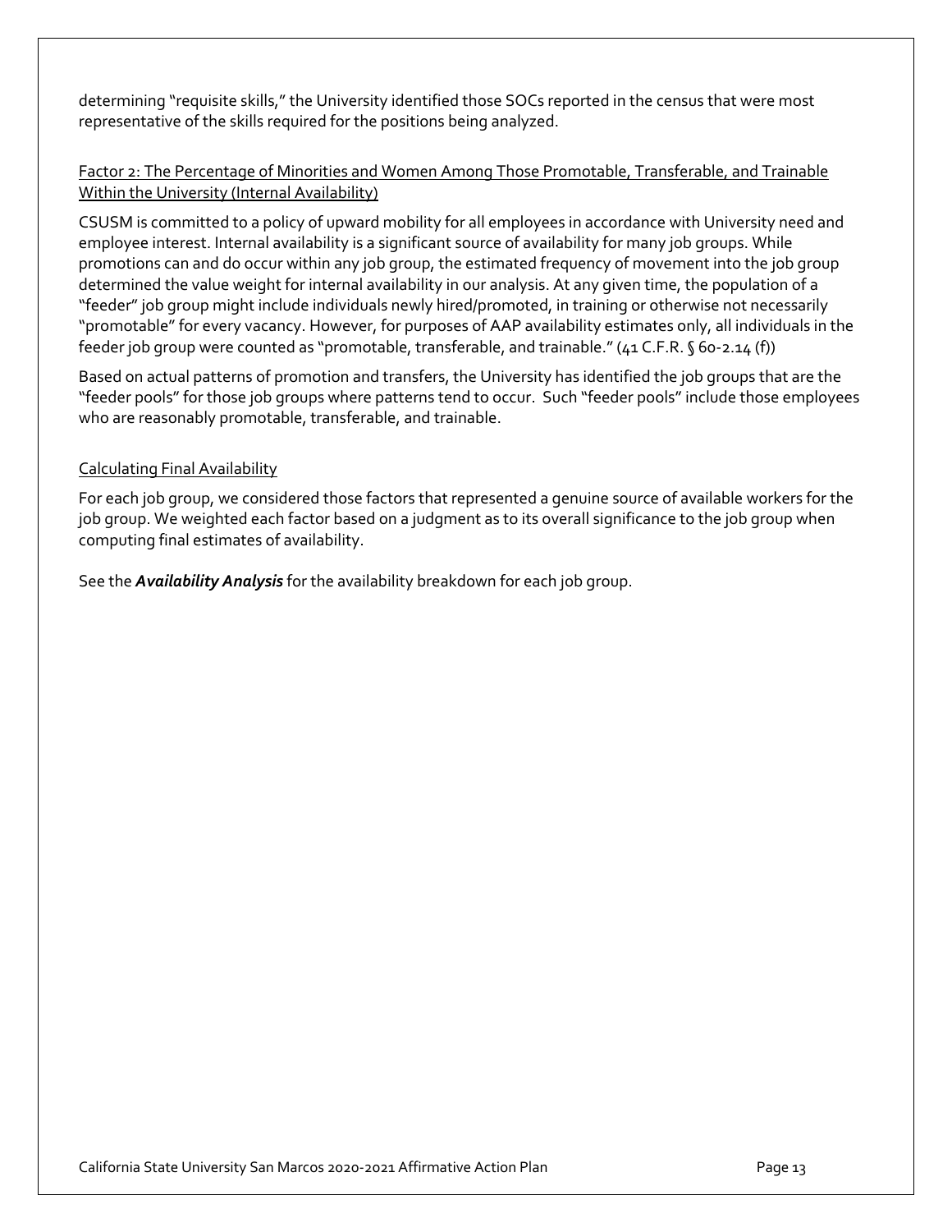determining "requisite skills," the University identified those SOCs reported in the census that were most representative of the skills required for the positions being analyzed.

### Factor 2: The Percentage of Minorities and Women Among Those Promotable, Transferable, and Trainable Within the University (Internal Availability)

CSUSM is committed to a policy of upward mobility for all employees in accordance with University need and employee interest. Internal availability is a significant source of availability for many job groups. While promotions can and do occur within any job group, the estimated frequency of movement into the job group determined the value weight for internal availability in our analysis. At any given time, the population of a "feeder" job group might include individuals newly hired/promoted, in training or otherwise not necessarily "promotable" for every vacancy. However, for purposes of AAP availability estimates only, all individuals in the feeder job group were counted as "promotable, transferable, and trainable." (41 C.F.R. § 60-2.14 (f))

Based on actual patterns of promotion and transfers, the University has identified the job groups that are the "feeder pools" for those job groups where patterns tend to occur. Such "feeder pools" include those employees who are reasonably promotable, transferable, and trainable.

### Calculating Final Availability

For each job group, we considered those factors that represented a genuine source of available workers for the job group. We weighted each factor based on a judgment as to its overall significance to the job group when computing final estimates of availability.

See the ***Availability Analysis*** for the availability breakdown for each job group.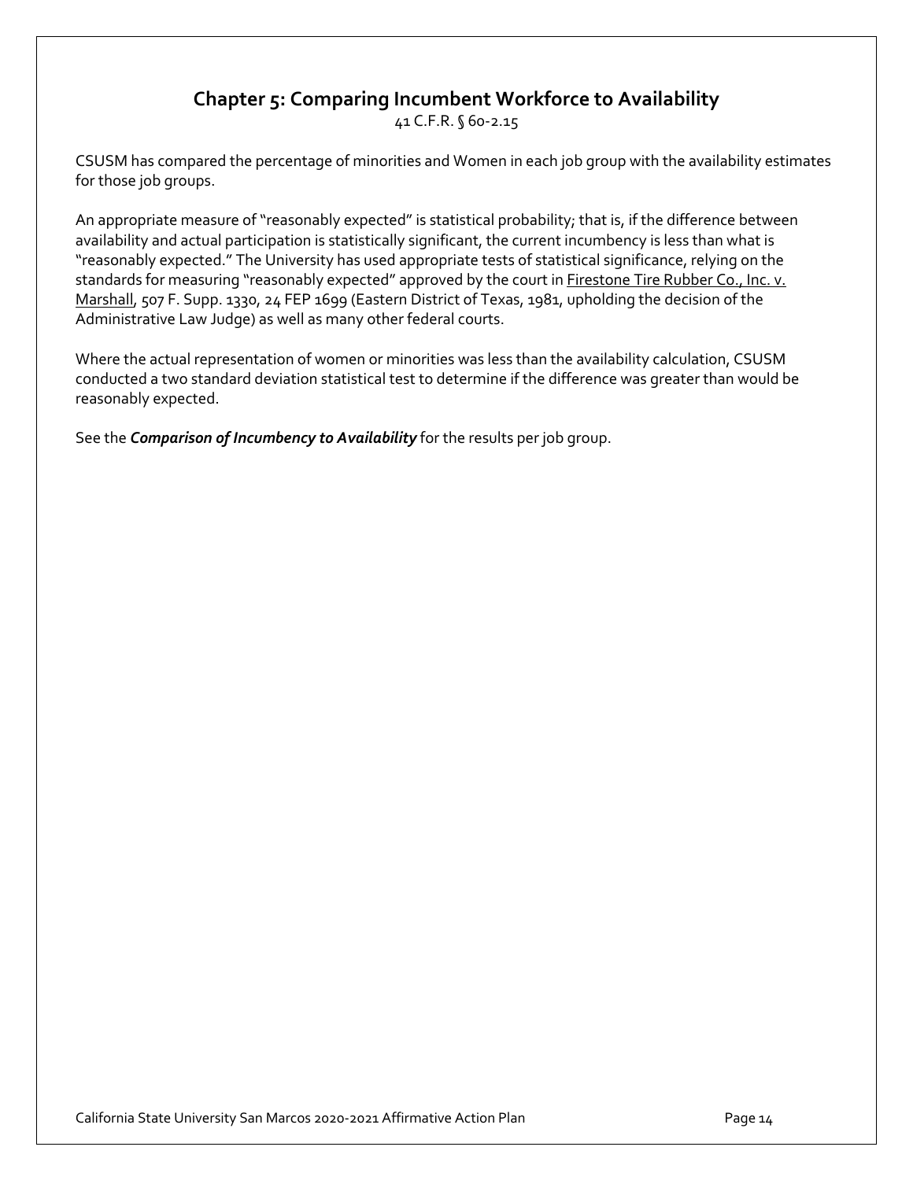## Chapter 5: Comparing Incumbent Workforce to Availability

41 C.F.R. § 60-2.15

CSUSM has compared the percentage of minorities and Women in each job group with the availability estimates for those job groups.

An appropriate measure of "reasonably expected" is statistical probability; that is, if the difference between availability and actual participation is statistically significant, the current incumbency is less than what is "reasonably expected." The University has used appropriate tests of statistical significance, relying on the standards for measuring "reasonably expected" approved by the court in Firestone Tire Rubber Co., Inc. v. Marshall, 507 F. Supp. 1330, 24 FEP 1699 (Eastern District of Texas, 1981, upholding the decision of the Administrative Law Judge) as well as many other federal courts.

Where the actual representation of women or minorities was less than the availability calculation, CSUSM conducted a two standard deviation statistical test to determine if the difference was greater than would be reasonably expected.

See the ***Comparison of Incumbency to Availability*** for the results per job group.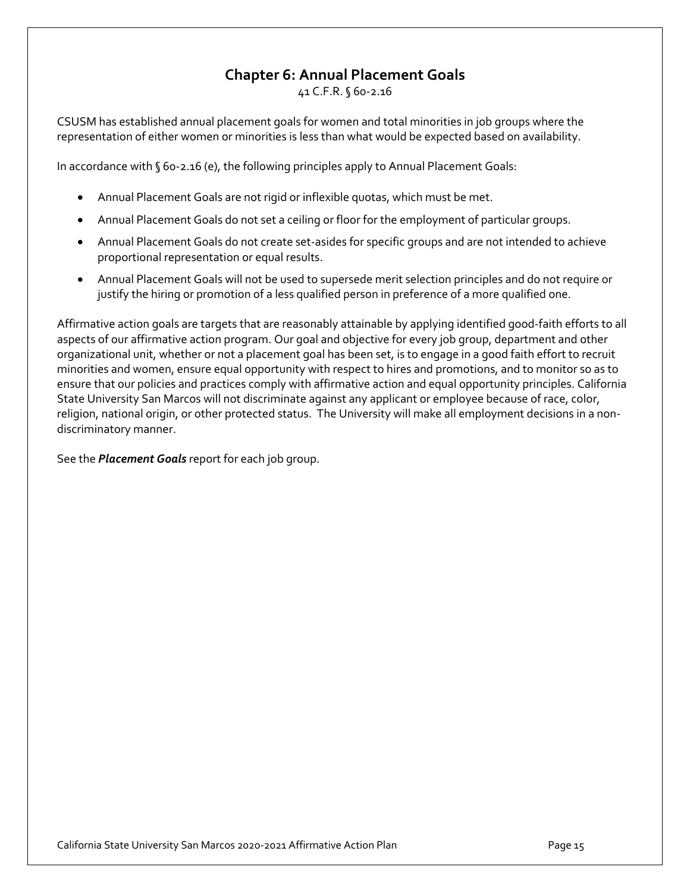## Chapter 6: Annual Placement Goals

41 C.F.R. § 60-2.16

CSUSM has established annual placement goals for women and total minorities in job groups where the representation of either women or minorities is less than what would be expected based on availability.

In accordance with § 60-2.16 (e), the following principles apply to Annual Placement Goals:

- Annual Placement Goals are not rigid or inflexible quotas, which must be met.
- Annual Placement Goals do not set a ceiling or floor for the employment of particular groups.
- Annual Placement Goals do not create set-asides for specific groups and are not intended to achieve proportional representation or equal results.
- Annual Placement Goals will not be used to supersede merit selection principles and do not require or justify the hiring or promotion of a less qualified person in preference of a more qualified one.

Affirmative action goals are targets that are reasonably attainable by applying identified good-faith efforts to all aspects of our affirmative action program. Our goal and objective for every job group, department and other organizational unit, whether or not a placement goal has been set, is to engage in a good faith effort to recruit minorities and women, ensure equal opportunity with respect to hires and promotions, and to monitor so as to ensure that our policies and practices comply with affirmative action and equal opportunity principles. California State University San Marcos will not discriminate against any applicant or employee because of race, color, religion, national origin, or other protected status. The University will make all employment decisions in a non-discriminatory manner.

See the ***Placement Goals*** report for each job group.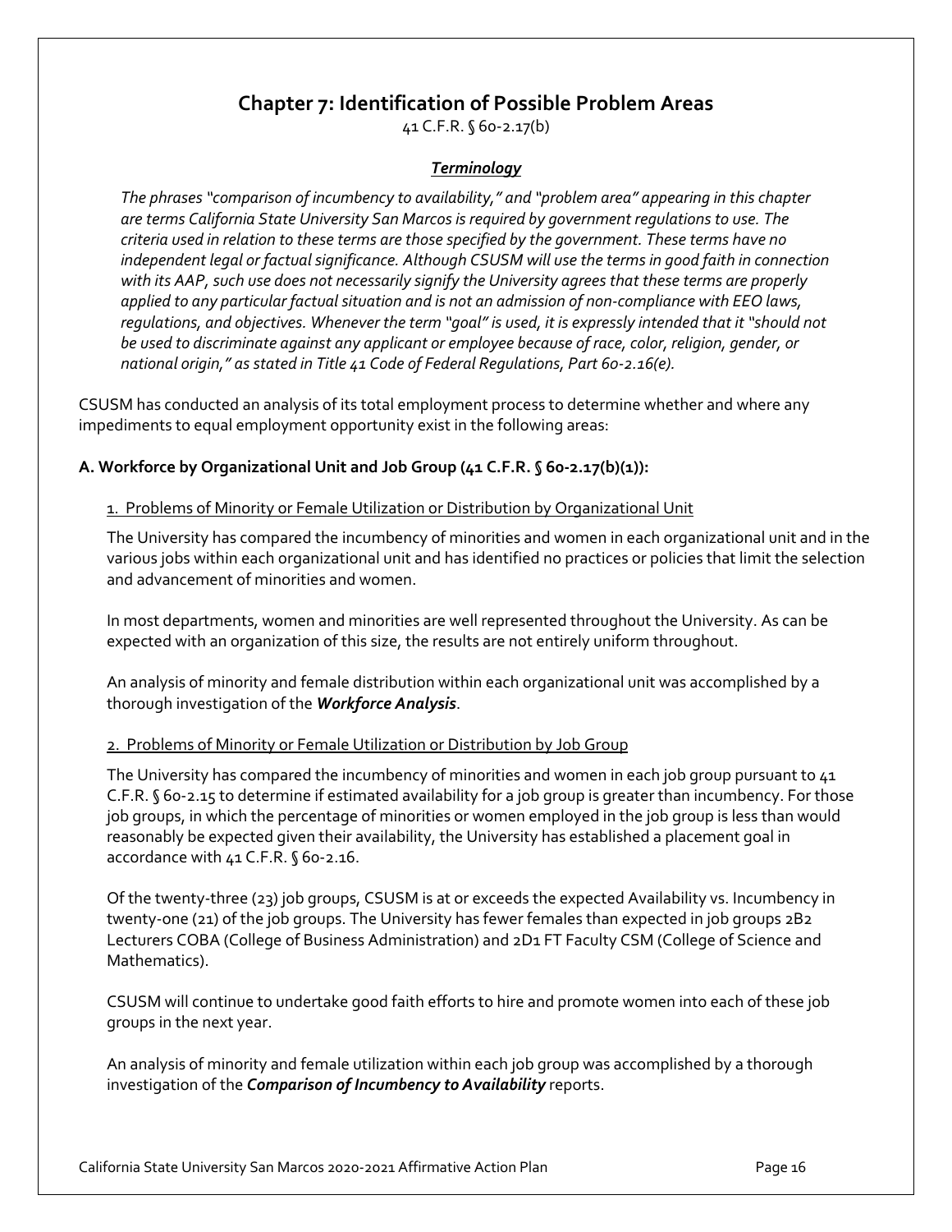# Chapter 7: Identification of Possible Problem Areas

41 C.F.R. § 60-2.17(b)

### ***Terminology***

*The phrases "comparison of incumbency to availability," and "problem area" appearing in this chapter are terms California State University San Marcos is required by government regulations to use. The criteria used in relation to these terms are those specified by the government. These terms have no independent legal or factual significance. Although CSUSM will use the terms in good faith in connection with its AAP, such use does not necessarily signify the University agrees that these terms are properly applied to any particular factual situation and is not an admission of non-compliance with EEO laws, regulations, and objectives. Whenever the term "goal" is used, it is expressly intended that it "should not be used to discriminate against any applicant or employee because of race, color, religion, gender, or national origin," as stated in Title 41 Code of Federal Regulations, Part 60-2.16(e).*

CSUSM has conducted an analysis of its total employment process to determine whether and where any impediments to equal employment opportunity exist in the following areas:

**A. Workforce by Organizational Unit and Job Group (41 C.F.R. § 60-2.17(b)(1)):**

1. Problems of Minority or Female Utilization or Distribution by Organizational Unit

The University has compared the incumbency of minorities and women in each organizational unit and in the various jobs within each organizational unit and has identified no practices or policies that limit the selection and advancement of minorities and women.

In most departments, women and minorities are well represented throughout the University. As can be expected with an organization of this size, the results are not entirely uniform throughout.

An analysis of minority and female distribution within each organizational unit was accomplished by a thorough investigation of the ***Workforce Analysis***.

2. Problems of Minority or Female Utilization or Distribution by Job Group

The University has compared the incumbency of minorities and women in each job group pursuant to 41 C.F.R. § 60-2.15 to determine if estimated availability for a job group is greater than incumbency. For those job groups, in which the percentage of minorities or women employed in the job group is less than would reasonably be expected given their availability, the University has established a placement goal in accordance with 41 C.F.R. § 60-2.16.

Of the twenty-three (23) job groups, CSUSM is at or exceeds the expected Availability vs. Incumbency in twenty-one (21) of the job groups. The University has fewer females than expected in job groups 2B2 Lecturers COBA (College of Business Administration) and 2D1 FT Faculty CSM (College of Science and Mathematics).

CSUSM will continue to undertake good faith efforts to hire and promote women into each of these job groups in the next year.

An analysis of minority and female utilization within each job group was accomplished by a thorough investigation of the ***Comparison of Incumbency to Availability*** reports.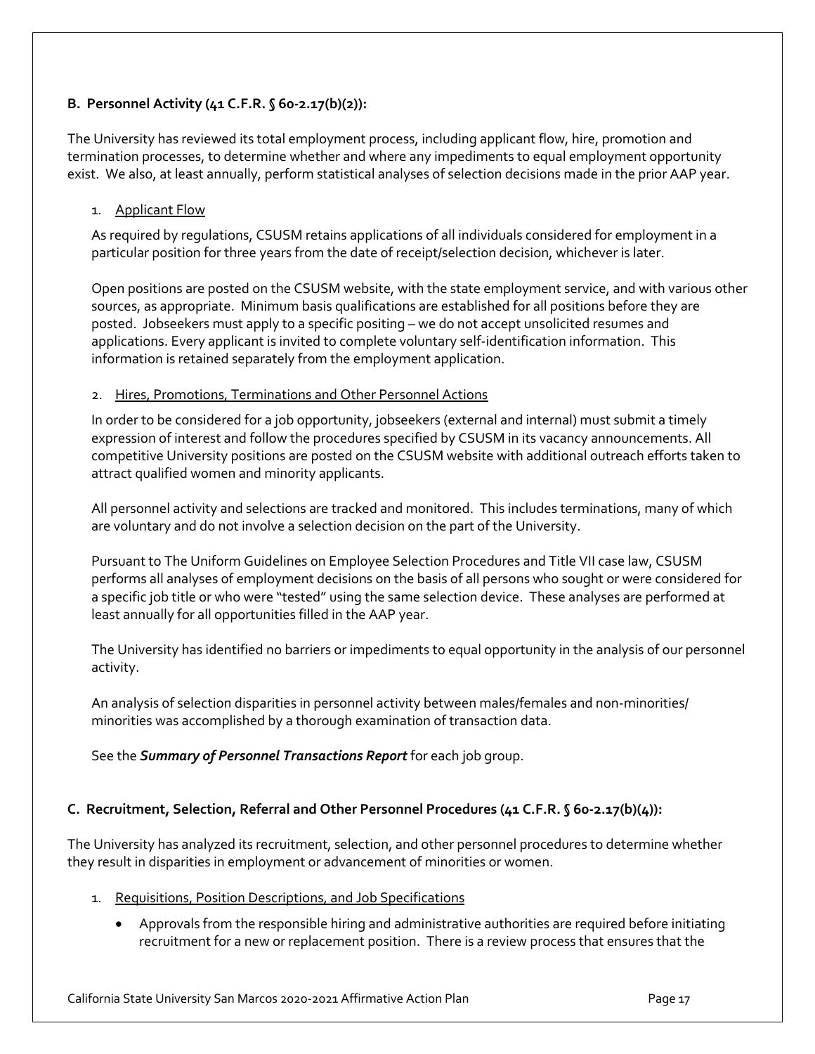### B. Personnel Activity (41 C.F.R. § 60-2.17(b)(2)):

The University has reviewed its total employment process, including applicant flow, hire, promotion and termination processes, to determine whether and where any impediments to equal employment opportunity exist. We also, at least annually, perform statistical analyses of selection decisions made in the prior AAP year.

1. Applicant Flow

As required by regulations, CSUSM retains applications of all individuals considered for employment in a particular position for three years from the date of receipt/selection decision, whichever is later.

Open positions are posted on the CSUSM website, with the state employment service, and with various other sources, as appropriate. Minimum basis qualifications are established for all positions before they are posted. Jobseekers must apply to a specific positing – we do not accept unsolicited resumes and applications. Every applicant is invited to complete voluntary self-identification information. This information is retained separately from the employment application.

2. Hires, Promotions, Terminations and Other Personnel Actions

In order to be considered for a job opportunity, jobseekers (external and internal) must submit a timely expression of interest and follow the procedures specified by CSUSM in its vacancy announcements. All competitive University positions are posted on the CSUSM website with additional outreach efforts taken to attract qualified women and minority applicants.

All personnel activity and selections are tracked and monitored. This includes terminations, many of which are voluntary and do not involve a selection decision on the part of the University.

Pursuant to The Uniform Guidelines on Employee Selection Procedures and Title VII case law, CSUSM performs all analyses of employment decisions on the basis of all persons who sought or were considered for a specific job title or who were "tested" using the same selection device. These analyses are performed at least annually for all opportunities filled in the AAP year.

The University has identified no barriers or impediments to equal opportunity in the analysis of our personnel activity.

An analysis of selection disparities in personnel activity between males/females and non-minorities/ minorities was accomplished by a thorough examination of transaction data.

See the ***Summary of Personnel Transactions Report*** for each job group.

### C. Recruitment, Selection, Referral and Other Personnel Procedures (41 C.F.R. § 60-2.17(b)(4)):

The University has analyzed its recruitment, selection, and other personnel procedures to determine whether they result in disparities in employment or advancement of minorities or women.

1. Requisitions, Position Descriptions, and Job Specifications

- Approvals from the responsible hiring and administrative authorities are required before initiating recruitment for a new or replacement position. There is a review process that ensures that the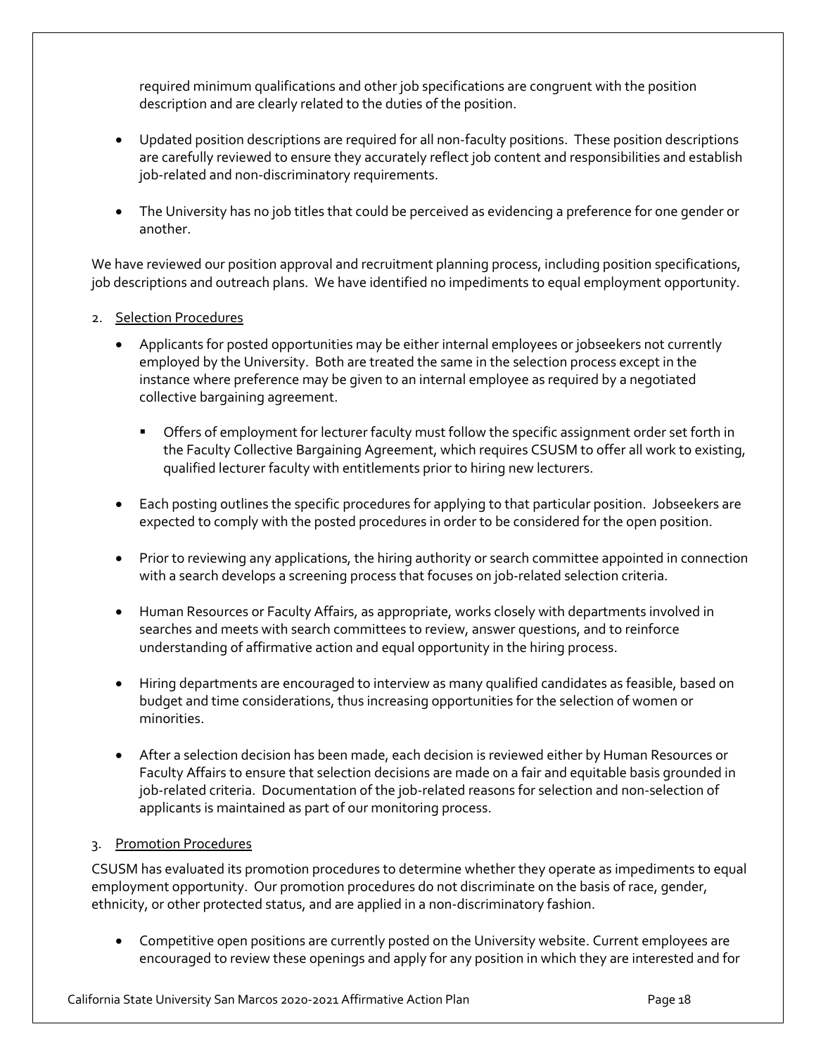required minimum qualifications and other job specifications are congruent with the position description and are clearly related to the duties of the position.

- Updated position descriptions are required for all non-faculty positions. These position descriptions are carefully reviewed to ensure they accurately reflect job content and responsibilities and establish job-related and non-discriminatory requirements.

- The University has no job titles that could be perceived as evidencing a preference for one gender or another.

We have reviewed our position approval and recruitment planning process, including position specifications, job descriptions and outreach plans. We have identified no impediments to equal employment opportunity.

2. Selection Procedures

- Applicants for posted opportunities may be either internal employees or jobseekers not currently employed by the University. Both are treated the same in the selection process except in the instance where preference may be given to an internal employee as required by a negotiated collective bargaining agreement.
  - Offers of employment for lecturer faculty must follow the specific assignment order set forth in the Faculty Collective Bargaining Agreement, which requires CSUSM to offer all work to existing, qualified lecturer faculty with entitlements prior to hiring new lecturers.

- Each posting outlines the specific procedures for applying to that particular position. Jobseekers are expected to comply with the posted procedures in order to be considered for the open position.

- Prior to reviewing any applications, the hiring authority or search committee appointed in connection with a search develops a screening process that focuses on job-related selection criteria.

- Human Resources or Faculty Affairs, as appropriate, works closely with departments involved in searches and meets with search committees to review, answer questions, and to reinforce understanding of affirmative action and equal opportunity in the hiring process.

- Hiring departments are encouraged to interview as many qualified candidates as feasible, based on budget and time considerations, thus increasing opportunities for the selection of women or minorities.

- After a selection decision has been made, each decision is reviewed either by Human Resources or Faculty Affairs to ensure that selection decisions are made on a fair and equitable basis grounded in job-related criteria. Documentation of the job-related reasons for selection and non-selection of applicants is maintained as part of our monitoring process.

3. Promotion Procedures

CSUSM has evaluated its promotion procedures to determine whether they operate as impediments to equal employment opportunity. Our promotion procedures do not discriminate on the basis of race, gender, ethnicity, or other protected status, and are applied in a non-discriminatory fashion.

- Competitive open positions are currently posted on the University website. Current employees are encouraged to review these openings and apply for any position in which they are interested and for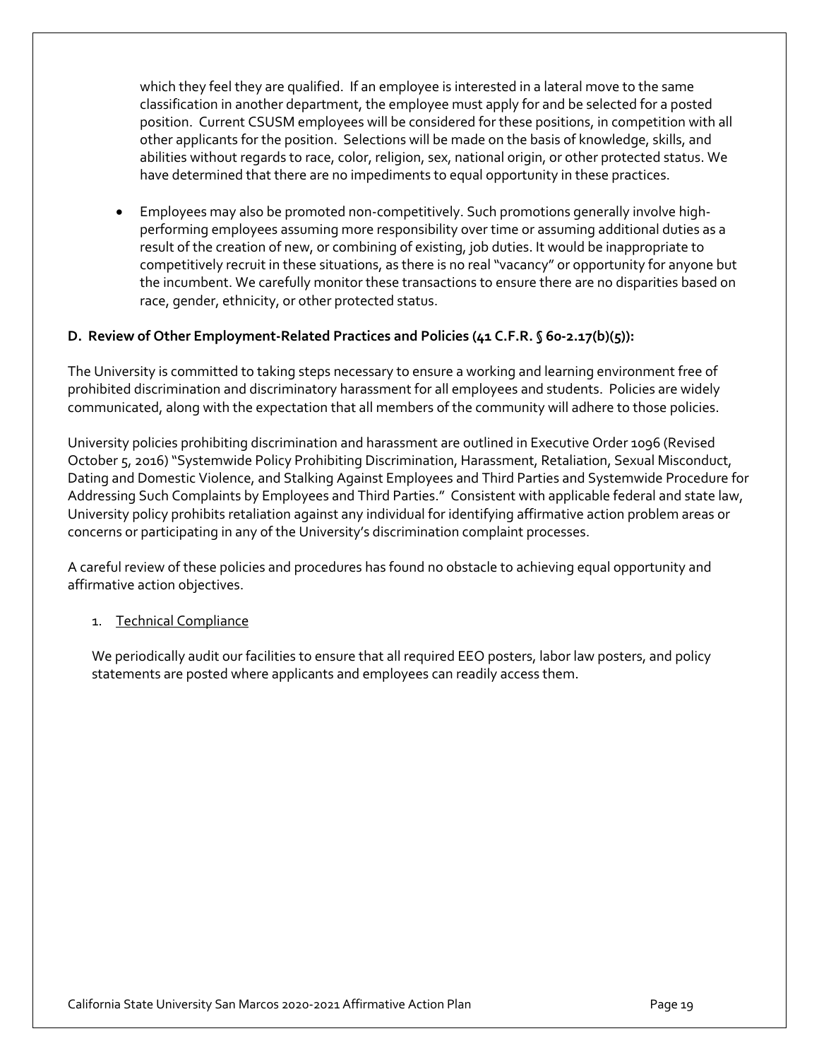which they feel they are qualified. If an employee is interested in a lateral move to the same classification in another department, the employee must apply for and be selected for a posted position. Current CSUSM employees will be considered for these positions, in competition with all other applicants for the position. Selections will be made on the basis of knowledge, skills, and abilities without regards to race, color, religion, sex, national origin, or other protected status. We have determined that there are no impediments to equal opportunity in these practices.

- Employees may also be promoted non-competitively. Such promotions generally involve high-performing employees assuming more responsibility over time or assuming additional duties as a result of the creation of new, or combining of existing, job duties. It would be inappropriate to competitively recruit in these situations, as there is no real "vacancy" or opportunity for anyone but the incumbent. We carefully monitor these transactions to ensure there are no disparities based on race, gender, ethnicity, or other protected status.

**D. Review of Other Employment-Related Practices and Policies (41 C.F.R. § 60-2.17(b)(5)):**

The University is committed to taking steps necessary to ensure a working and learning environment free of prohibited discrimination and discriminatory harassment for all employees and students. Policies are widely communicated, along with the expectation that all members of the community will adhere to those policies.

University policies prohibiting discrimination and harassment are outlined in Executive Order 1096 (Revised October 5, 2016) "Systemwide Policy Prohibiting Discrimination, Harassment, Retaliation, Sexual Misconduct, Dating and Domestic Violence, and Stalking Against Employees and Third Parties and Systemwide Procedure for Addressing Such Complaints by Employees and Third Parties." Consistent with applicable federal and state law, University policy prohibits retaliation against any individual for identifying affirmative action problem areas or concerns or participating in any of the University's discrimination complaint processes.

A careful review of these policies and procedures has found no obstacle to achieving equal opportunity and affirmative action objectives.

1. Technical Compliance

We periodically audit our facilities to ensure that all required EEO posters, labor law posters, and policy statements are posted where applicants and employees can readily access them.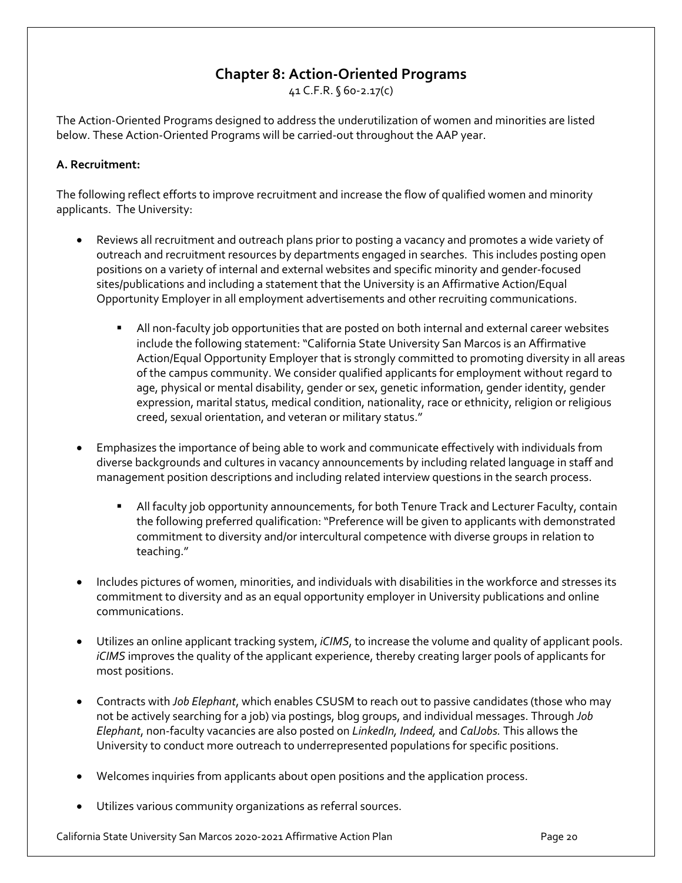# Chapter 8: Action-Oriented Programs

41 C.F.R. § 60-2.17(c)

The Action-Oriented Programs designed to address the underutilization of women and minorities are listed below. These Action-Oriented Programs will be carried-out throughout the AAP year.

**A. Recruitment:**

The following reflect efforts to improve recruitment and increase the flow of qualified women and minority applicants. The University:

- Reviews all recruitment and outreach plans prior to posting a vacancy and promotes a wide variety of outreach and recruitment resources by departments engaged in searches. This includes posting open positions on a variety of internal and external websites and specific minority and gender-focused sites/publications and including a statement that the University is an Affirmative Action/Equal Opportunity Employer in all employment advertisements and other recruiting communications.
    - All non-faculty job opportunities that are posted on both internal and external career websites include the following statement: "California State University San Marcos is an Affirmative Action/Equal Opportunity Employer that is strongly committed to promoting diversity in all areas of the campus community. We consider qualified applicants for employment without regard to age, physical or mental disability, gender or sex, genetic information, gender identity, gender expression, marital status, medical condition, nationality, race or ethnicity, religion or religious creed, sexual orientation, and veteran or military status."
- Emphasizes the importance of being able to work and communicate effectively with individuals from diverse backgrounds and cultures in vacancy announcements by including related language in staff and management position descriptions and including related interview questions in the search process.
    - All faculty job opportunity announcements, for both Tenure Track and Lecturer Faculty, contain the following preferred qualification: "Preference will be given to applicants with demonstrated commitment to diversity and/or intercultural competence with diverse groups in relation to teaching."
- Includes pictures of women, minorities, and individuals with disabilities in the workforce and stresses its commitment to diversity and as an equal opportunity employer in University publications and online communications.
- Utilizes an online applicant tracking system, *iCIMS*, to increase the volume and quality of applicant pools. *iCIMS* improves the quality of the applicant experience, thereby creating larger pools of applicants for most positions.
- Contracts with *Job Elephant*, which enables CSUSM to reach out to passive candidates (those who may not be actively searching for a job) via postings, blog groups, and individual messages. Through *Job Elephant*, non-faculty vacancies are also posted on *LinkedIn, Indeed,* and *CalJobs.* This allows the University to conduct more outreach to underrepresented populations for specific positions.
- Welcomes inquiries from applicants about open positions and the application process.
- Utilizes various community organizations as referral sources.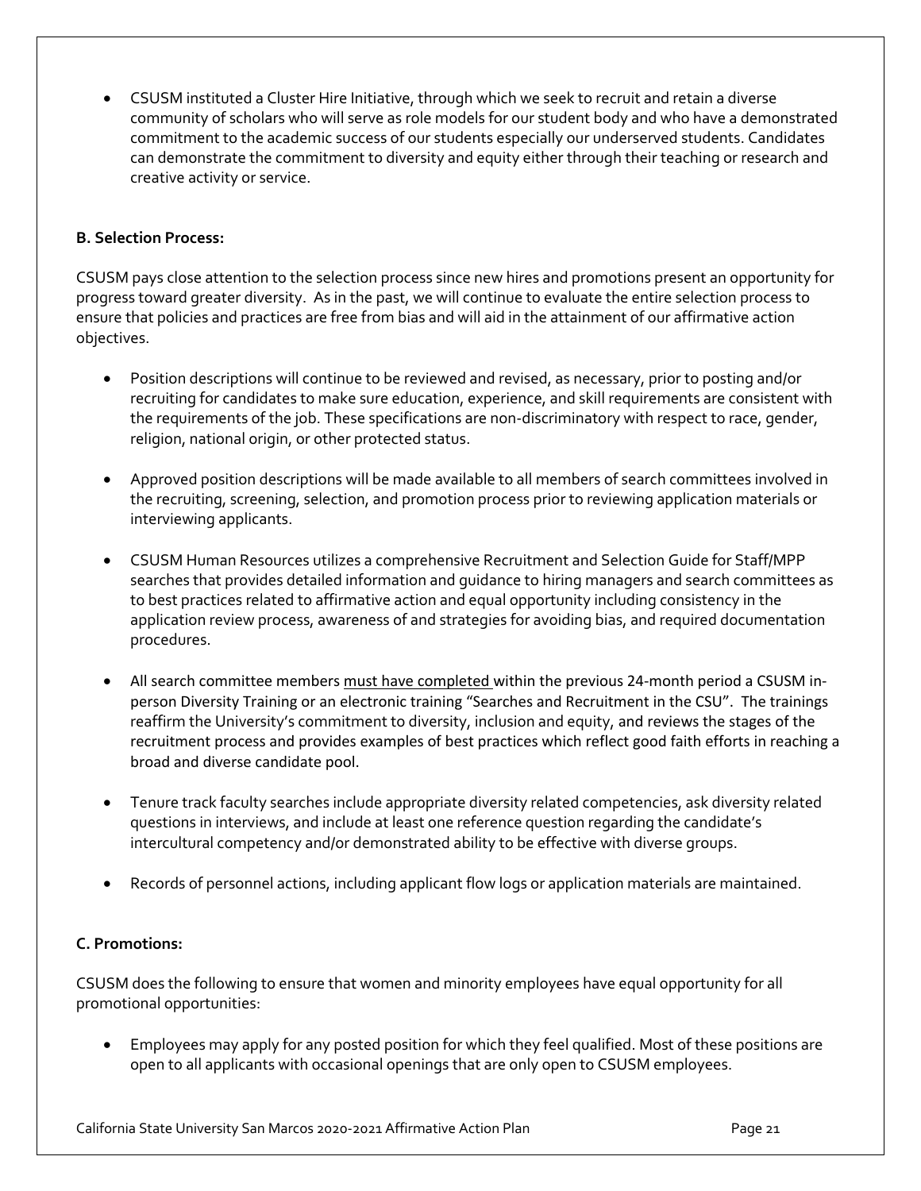- CSUSM instituted a Cluster Hire Initiative, through which we seek to recruit and retain a diverse community of scholars who will serve as role models for our student body and who have a demonstrated commitment to the academic success of our students especially our underserved students. Candidates can demonstrate the commitment to diversity and equity either through their teaching or research and creative activity or service.

**B. Selection Process:**

CSUSM pays close attention to the selection process since new hires and promotions present an opportunity for progress toward greater diversity. As in the past, we will continue to evaluate the entire selection process to ensure that policies and practices are free from bias and will aid in the attainment of our affirmative action objectives.

- Position descriptions will continue to be reviewed and revised, as necessary, prior to posting and/or recruiting for candidates to make sure education, experience, and skill requirements are consistent with the requirements of the job. These specifications are non-discriminatory with respect to race, gender, religion, national origin, or other protected status.

- Approved position descriptions will be made available to all members of search committees involved in the recruiting, screening, selection, and promotion process prior to reviewing application materials or interviewing applicants.

- CSUSM Human Resources utilizes a comprehensive Recruitment and Selection Guide for Staff/MPP searches that provides detailed information and guidance to hiring managers and search committees as to best practices related to affirmative action and equal opportunity including consistency in the application review process, awareness of and strategies for avoiding bias, and required documentation procedures.

- All search committee members <u>must have completed</u> within the previous 24-month period a CSUSM in-person Diversity Training or an electronic training "Searches and Recruitment in the CSU". The trainings reaffirm the University's commitment to diversity, inclusion and equity, and reviews the stages of the recruitment process and provides examples of best practices which reflect good faith efforts in reaching a broad and diverse candidate pool.

- Tenure track faculty searches include appropriate diversity related competencies, ask diversity related questions in interviews, and include at least one reference question regarding the candidate's intercultural competency and/or demonstrated ability to be effective with diverse groups.

- Records of personnel actions, including applicant flow logs or application materials are maintained.

**C. Promotions:**

CSUSM does the following to ensure that women and minority employees have equal opportunity for all promotional opportunities:

- Employees may apply for any posted position for which they feel qualified. Most of these positions are open to all applicants with occasional openings that are only open to CSUSM employees.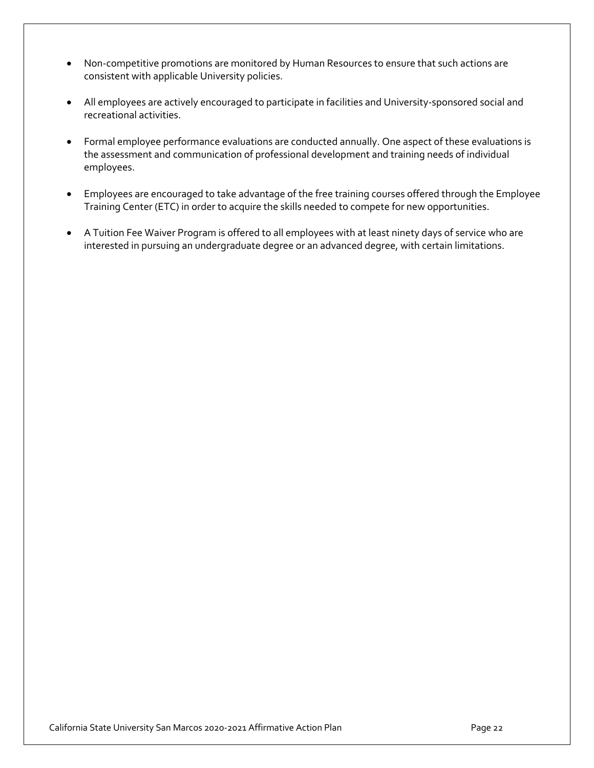- Non-competitive promotions are monitored by Human Resources to ensure that such actions are consistent with applicable University policies.

- All employees are actively encouraged to participate in facilities and University-sponsored social and recreational activities.

- Formal employee performance evaluations are conducted annually. One aspect of these evaluations is the assessment and communication of professional development and training needs of individual employees.

- Employees are encouraged to take advantage of the free training courses offered through the Employee Training Center (ETC) in order to acquire the skills needed to compete for new opportunities.

- A Tuition Fee Waiver Program is offered to all employees with at least ninety days of service who are interested in pursuing an undergraduate degree or an advanced degree, with certain limitations.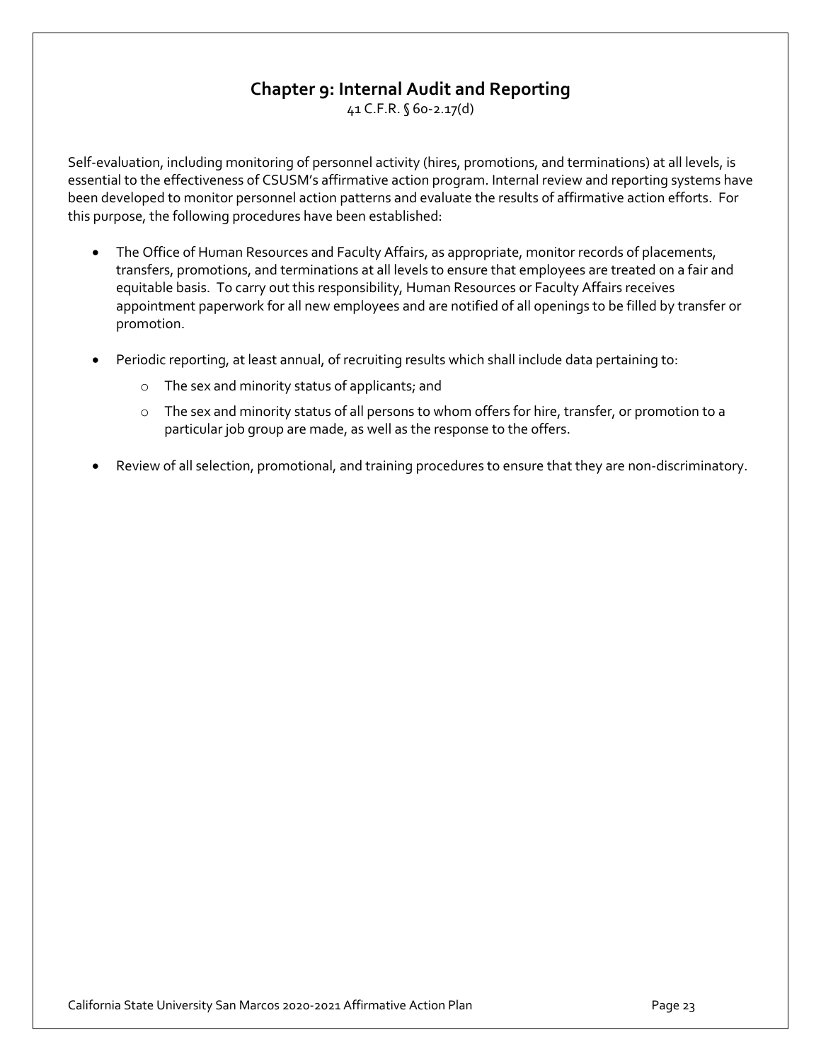## Chapter 9: Internal Audit and Reporting

41 C.F.R. § 60-2.17(d)

Self-evaluation, including monitoring of personnel activity (hires, promotions, and terminations) at all levels, is essential to the effectiveness of CSUSM's affirmative action program. Internal review and reporting systems have been developed to monitor personnel action patterns and evaluate the results of affirmative action efforts. For this purpose, the following procedures have been established:

- The Office of Human Resources and Faculty Affairs, as appropriate, monitor records of placements, transfers, promotions, and terminations at all levels to ensure that employees are treated on a fair and equitable basis. To carry out this responsibility, Human Resources or Faculty Affairs receives appointment paperwork for all new employees and are notified of all openings to be filled by transfer or promotion.
- Periodic reporting, at least annual, of recruiting results which shall include data pertaining to:
  - The sex and minority status of applicants; and
  - The sex and minority status of all persons to whom offers for hire, transfer, or promotion to a particular job group are made, as well as the response to the offers.
- Review of all selection, promotional, and training procedures to ensure that they are non-discriminatory.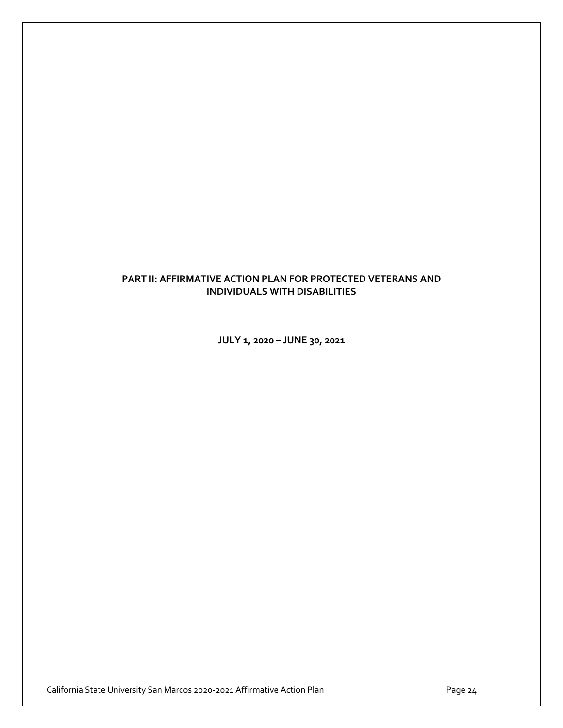# PART II: AFFIRMATIVE ACTION PLAN FOR PROTECTED VETERANS AND INDIVIDUALS WITH DISABILITIES

**JULY 1, 2020 – JUNE 30, 2021**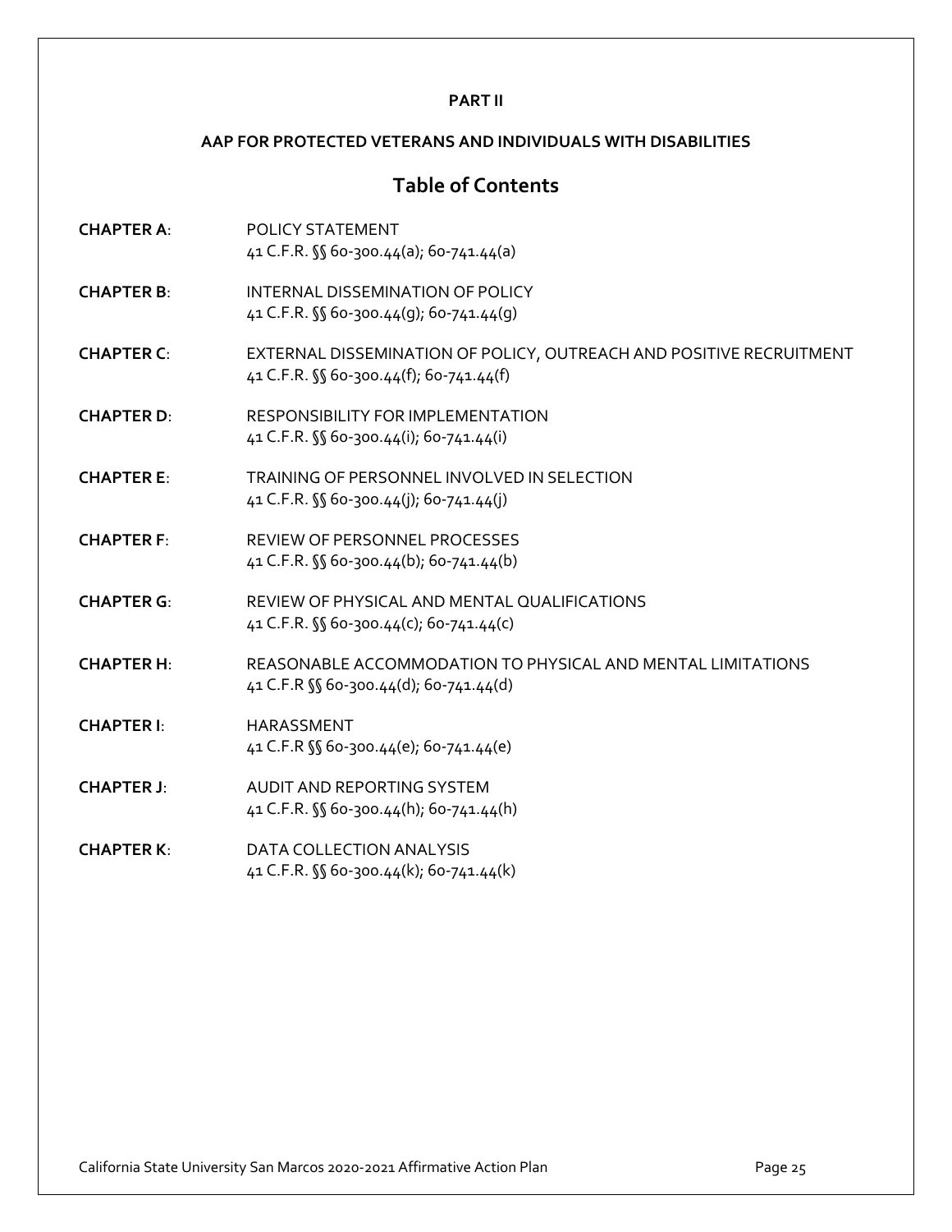**PART II**

**AAP FOR PROTECTED VETERANS AND INDIVIDUALS WITH DISABILITIES**

# Table of Contents

**CHAPTER A**: POLICY STATEMENT
41 C.F.R. §§ 60-300.44(a); 60-741.44(a)

**CHAPTER B**: INTERNAL DISSEMINATION OF POLICY
41 C.F.R. §§ 60-300.44(g); 60-741.44(g)

**CHAPTER C**: EXTERNAL DISSEMINATION OF POLICY, OUTREACH AND POSITIVE RECRUITMENT
41 C.F.R. §§ 60-300.44(f); 60-741.44(f)

**CHAPTER D**: RESPONSIBILITY FOR IMPLEMENTATION
41 C.F.R. §§ 60-300.44(i); 60-741.44(i)

**CHAPTER E**: TRAINING OF PERSONNEL INVOLVED IN SELECTION
41 C.F.R. §§ 60-300.44(j); 60-741.44(j)

**CHAPTER F**: REVIEW OF PERSONNEL PROCESSES
41 C.F.R. §§ 60-300.44(b); 60-741.44(b)

**CHAPTER G**: REVIEW OF PHYSICAL AND MENTAL QUALIFICATIONS
41 C.F.R. §§ 60-300.44(c); 60-741.44(c)

**CHAPTER H**: REASONABLE ACCOMMODATION TO PHYSICAL AND MENTAL LIMITATIONS
41 C.F.R §§ 60-300.44(d); 60-741.44(d)

**CHAPTER I**: HARASSMENT
41 C.F.R §§ 60-300.44(e); 60-741.44(e)

**CHAPTER J**: AUDIT AND REPORTING SYSTEM
41 C.F.R. §§ 60-300.44(h); 60-741.44(h)

**CHAPTER K**: DATA COLLECTION ANALYSIS
41 C.F.R. §§ 60-300.44(k); 60-741.44(k)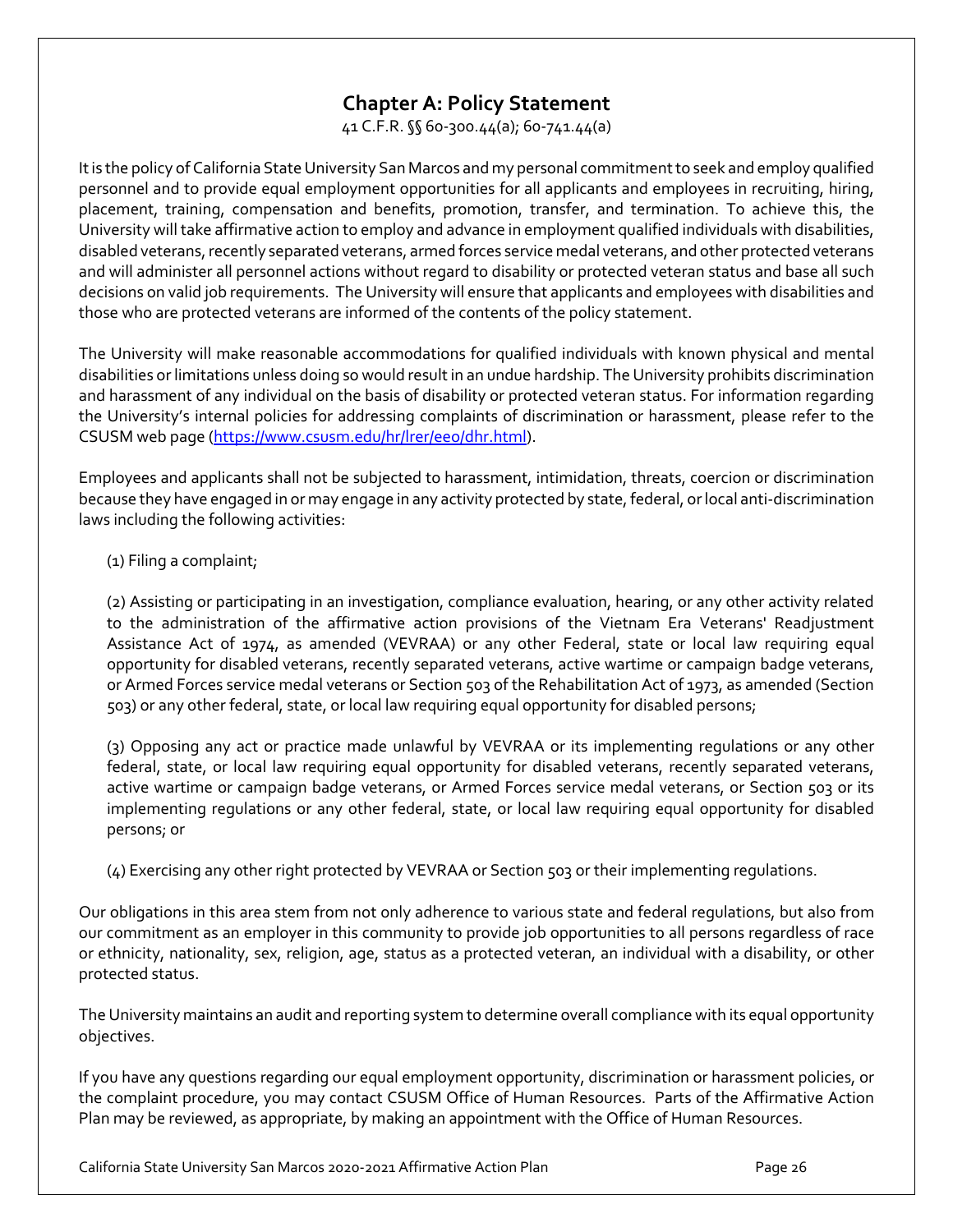## Chapter A: Policy Statement

41 C.F.R. §§ 60-300.44(a); 60-741.44(a)

It is the policy of California State University San Marcos and my personal commitment to seek and employ qualified personnel and to provide equal employment opportunities for all applicants and employees in recruiting, hiring, placement, training, compensation and benefits, promotion, transfer, and termination. To achieve this, the University will take affirmative action to employ and advance in employment qualified individuals with disabilities, disabled veterans, recently separated veterans, armed forces service medal veterans, and other protected veterans and will administer all personnel actions without regard to disability or protected veteran status and base all such decisions on valid job requirements. The University will ensure that applicants and employees with disabilities and those who are protected veterans are informed of the contents of the policy statement.

The University will make reasonable accommodations for qualified individuals with known physical and mental disabilities or limitations unless doing so would result in an undue hardship. The University prohibits discrimination and harassment of any individual on the basis of disability or protected veteran status. For information regarding the University's internal policies for addressing complaints of discrimination or harassment, please refer to the CSUSM web page (https://www.csusm.edu/hr/lrer/eeo/dhr.html).

Employees and applicants shall not be subjected to harassment, intimidation, threats, coercion or discrimination because they have engaged in or may engage in any activity protected by state, federal, or local anti-discrimination laws including the following activities:

(1) Filing a complaint;

(2) Assisting or participating in an investigation, compliance evaluation, hearing, or any other activity related to the administration of the affirmative action provisions of the Vietnam Era Veterans' Readjustment Assistance Act of 1974, as amended (VEVRAA) or any other Federal, state or local law requiring equal opportunity for disabled veterans, recently separated veterans, active wartime or campaign badge veterans, or Armed Forces service medal veterans or Section 503 of the Rehabilitation Act of 1973, as amended (Section 503) or any other federal, state, or local law requiring equal opportunity for disabled persons;

(3) Opposing any act or practice made unlawful by VEVRAA or its implementing regulations or any other federal, state, or local law requiring equal opportunity for disabled veterans, recently separated veterans, active wartime or campaign badge veterans, or Armed Forces service medal veterans, or Section 503 or its implementing regulations or any other federal, state, or local law requiring equal opportunity for disabled persons; or

(4) Exercising any other right protected by VEVRAA or Section 503 or their implementing regulations.

Our obligations in this area stem from not only adherence to various state and federal regulations, but also from our commitment as an employer in this community to provide job opportunities to all persons regardless of race or ethnicity, nationality, sex, religion, age, status as a protected veteran, an individual with a disability, or other protected status.

The University maintains an audit and reporting system to determine overall compliance with its equal opportunity objectives.

If you have any questions regarding our equal employment opportunity, discrimination or harassment policies, or the complaint procedure, you may contact CSUSM Office of Human Resources. Parts of the Affirmative Action Plan may be reviewed, as appropriate, by making an appointment with the Office of Human Resources.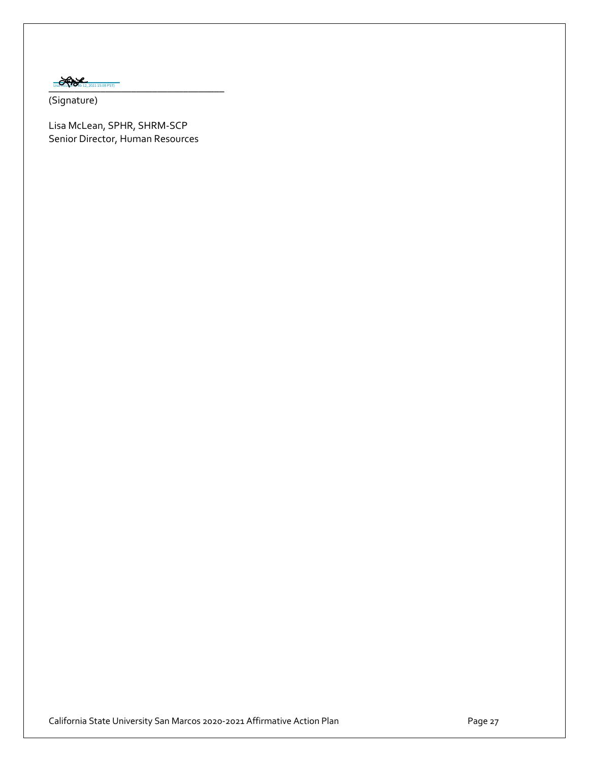Lisa McLean (Feb 12, 2021 15:08 PST)

\_\_\_\_\_\_\_\_\_\_\_\_\_\_\_\_\_\_\_\_\_\_\_\_\_\_\_\_\_\_\_\_\_\_\_\_

(Signature)

Lisa McLean, SPHR, SHRM-SCP
Senior Director, Human Resources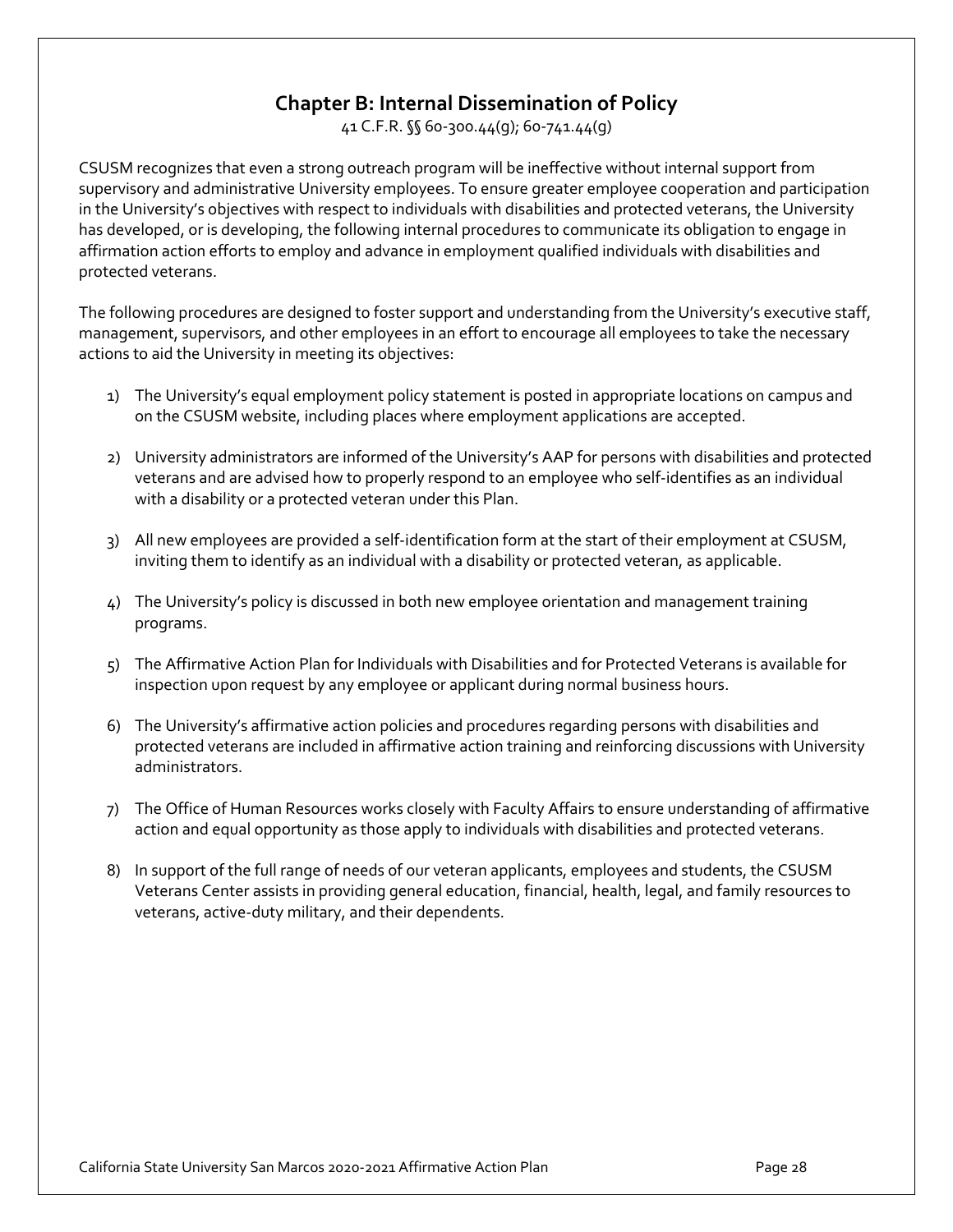## Chapter B: Internal Dissemination of Policy

41 C.F.R. §§ 60-300.44(g); 60-741.44(g)

CSUSM recognizes that even a strong outreach program will be ineffective without internal support from supervisory and administrative University employees. To ensure greater employee cooperation and participation in the University's objectives with respect to individuals with disabilities and protected veterans, the University has developed, or is developing, the following internal procedures to communicate its obligation to engage in affirmation action efforts to employ and advance in employment qualified individuals with disabilities and protected veterans.

The following procedures are designed to foster support and understanding from the University's executive staff, management, supervisors, and other employees in an effort to encourage all employees to take the necessary actions to aid the University in meeting its objectives:

1) The University's equal employment policy statement is posted in appropriate locations on campus and on the CSUSM website, including places where employment applications are accepted.
2) University administrators are informed of the University's AAP for persons with disabilities and protected veterans and are advised how to properly respond to an employee who self-identifies as an individual with a disability or a protected veteran under this Plan.
3) All new employees are provided a self-identification form at the start of their employment at CSUSM, inviting them to identify as an individual with a disability or protected veteran, as applicable.
4) The University's policy is discussed in both new employee orientation and management training programs.
5) The Affirmative Action Plan for Individuals with Disabilities and for Protected Veterans is available for inspection upon request by any employee or applicant during normal business hours.
6) The University's affirmative action policies and procedures regarding persons with disabilities and protected veterans are included in affirmative action training and reinforcing discussions with University administrators.
7) The Office of Human Resources works closely with Faculty Affairs to ensure understanding of affirmative action and equal opportunity as those apply to individuals with disabilities and protected veterans.
8) In support of the full range of needs of our veteran applicants, employees and students, the CSUSM Veterans Center assists in providing general education, financial, health, legal, and family resources to veterans, active-duty military, and their dependents.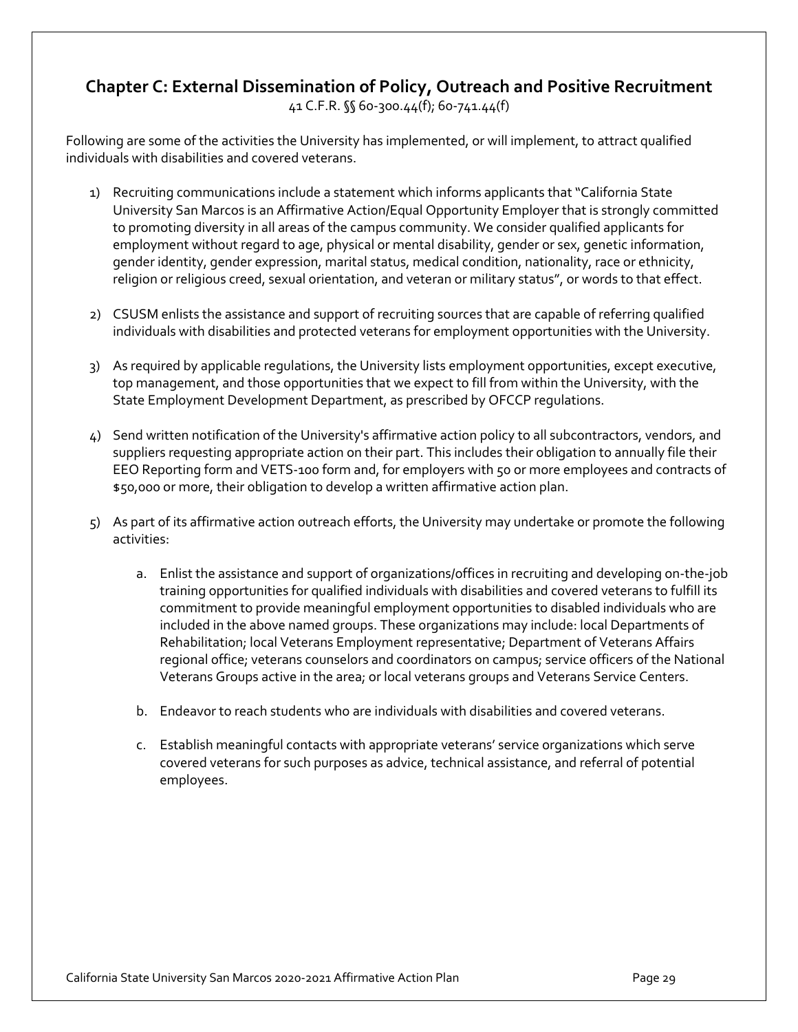## Chapter C: External Dissemination of Policy, Outreach and Positive Recruitment

41 C.F.R. §§ 60-300.44(f); 60-741.44(f)

Following are some of the activities the University has implemented, or will implement, to attract qualified individuals with disabilities and covered veterans.

1) Recruiting communications include a statement which informs applicants that "California State University San Marcos is an Affirmative Action/Equal Opportunity Employer that is strongly committed to promoting diversity in all areas of the campus community. We consider qualified applicants for employment without regard to age, physical or mental disability, gender or sex, genetic information, gender identity, gender expression, marital status, medical condition, nationality, race or ethnicity, religion or religious creed, sexual orientation, and veteran or military status", or words to that effect.

2) CSUSM enlists the assistance and support of recruiting sources that are capable of referring qualified individuals with disabilities and protected veterans for employment opportunities with the University.

3) As required by applicable regulations, the University lists employment opportunities, except executive, top management, and those opportunities that we expect to fill from within the University, with the State Employment Development Department, as prescribed by OFCCP regulations.

4) Send written notification of the University's affirmative action policy to all subcontractors, vendors, and suppliers requesting appropriate action on their part. This includes their obligation to annually file their EEO Reporting form and VETS-100 form and, for employers with 50 or more employees and contracts of $50,000 or more, their obligation to develop a written affirmative action plan.

5) As part of its affirmative action outreach efforts, the University may undertake or promote the following activities:

   a. Enlist the assistance and support of organizations/offices in recruiting and developing on-the-job training opportunities for qualified individuals with disabilities and covered veterans to fulfill its commitment to provide meaningful employment opportunities to disabled individuals who are included in the above named groups. These organizations may include: local Departments of Rehabilitation; local Veterans Employment representative; Department of Veterans Affairs regional office; veterans counselors and coordinators on campus; service officers of the National Veterans Groups active in the area; or local veterans groups and Veterans Service Centers.

   b. Endeavor to reach students who are individuals with disabilities and covered veterans.

   c. Establish meaningful contacts with appropriate veterans' service organizations which serve covered veterans for such purposes as advice, technical assistance, and referral of potential employees.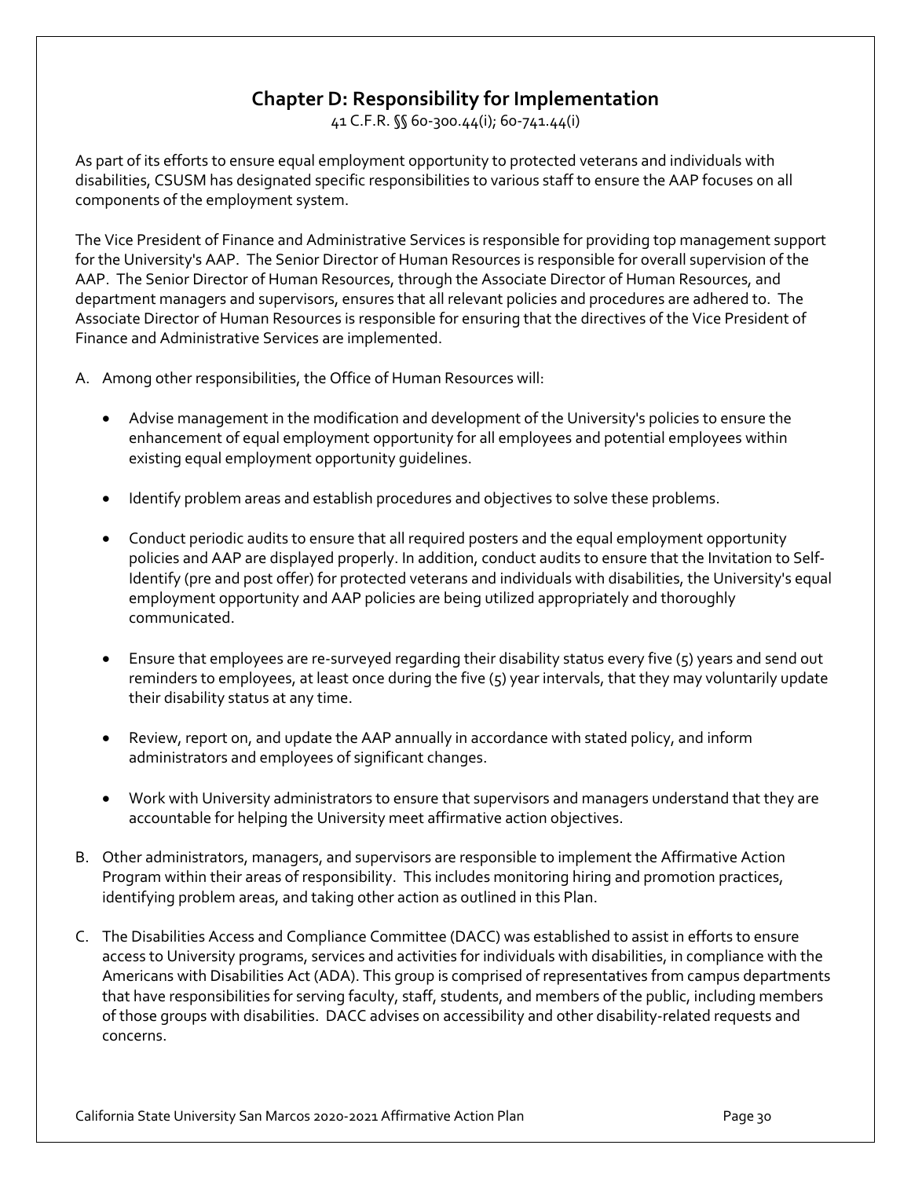# Chapter D: Responsibility for Implementation

41 C.F.R. §§ 60-300.44(i); 60-741.44(i)

As part of its efforts to ensure equal employment opportunity to protected veterans and individuals with disabilities, CSUSM has designated specific responsibilities to various staff to ensure the AAP focuses on all components of the employment system.

The Vice President of Finance and Administrative Services is responsible for providing top management support for the University's AAP. The Senior Director of Human Resources is responsible for overall supervision of the AAP. The Senior Director of Human Resources, through the Associate Director of Human Resources, and department managers and supervisors, ensures that all relevant policies and procedures are adhered to. The Associate Director of Human Resources is responsible for ensuring that the directives of the Vice President of Finance and Administrative Services are implemented.

A. Among other responsibilities, the Office of Human Resources will:

   - Advise management in the modification and development of the University's policies to ensure the enhancement of equal employment opportunity for all employees and potential employees within existing equal employment opportunity guidelines.
   - Identify problem areas and establish procedures and objectives to solve these problems.
   - Conduct periodic audits to ensure that all required posters and the equal employment opportunity policies and AAP are displayed properly. In addition, conduct audits to ensure that the Invitation to Self-Identify (pre and post offer) for protected veterans and individuals with disabilities, the University's equal employment opportunity and AAP policies are being utilized appropriately and thoroughly communicated.
   - Ensure that employees are re-surveyed regarding their disability status every five (5) years and send out reminders to employees, at least once during the five (5) year intervals, that they may voluntarily update their disability status at any time.
   - Review, report on, and update the AAP annually in accordance with stated policy, and inform administrators and employees of significant changes.
   - Work with University administrators to ensure that supervisors and managers understand that they are accountable for helping the University meet affirmative action objectives.

B. Other administrators, managers, and supervisors are responsible to implement the Affirmative Action Program within their areas of responsibility. This includes monitoring hiring and promotion practices, identifying problem areas, and taking other action as outlined in this Plan.

C. The Disabilities Access and Compliance Committee (DACC) was established to assist in efforts to ensure access to University programs, services and activities for individuals with disabilities, in compliance with the Americans with Disabilities Act (ADA). This group is comprised of representatives from campus departments that have responsibilities for serving faculty, staff, students, and members of the public, including members of those groups with disabilities. DACC advises on accessibility and other disability-related requests and concerns.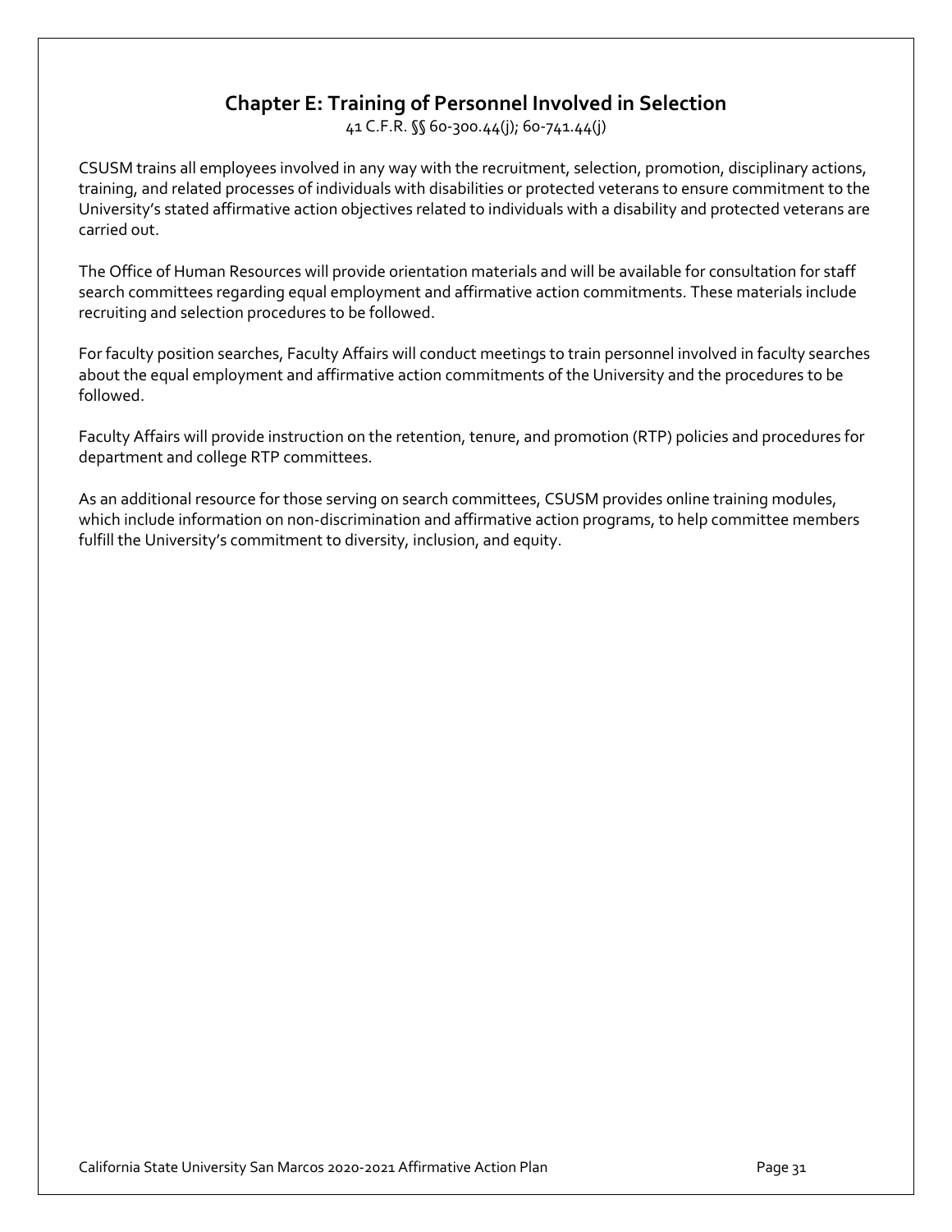## Chapter E: Training of Personnel Involved in Selection

41 C.F.R. §§ 60-300.44(j); 60-741.44(j)

CSUSM trains all employees involved in any way with the recruitment, selection, promotion, disciplinary actions, training, and related processes of individuals with disabilities or protected veterans to ensure commitment to the University's stated affirmative action objectives related to individuals with a disability and protected veterans are carried out.

The Office of Human Resources will provide orientation materials and will be available for consultation for staff search committees regarding equal employment and affirmative action commitments. These materials include recruiting and selection procedures to be followed.

For faculty position searches, Faculty Affairs will conduct meetings to train personnel involved in faculty searches about the equal employment and affirmative action commitments of the University and the procedures to be followed.

Faculty Affairs will provide instruction on the retention, tenure, and promotion (RTP) policies and procedures for department and college RTP committees.

As an additional resource for those serving on search committees, CSUSM provides online training modules, which include information on non-discrimination and affirmative action programs, to help committee members fulfill the University's commitment to diversity, inclusion, and equity.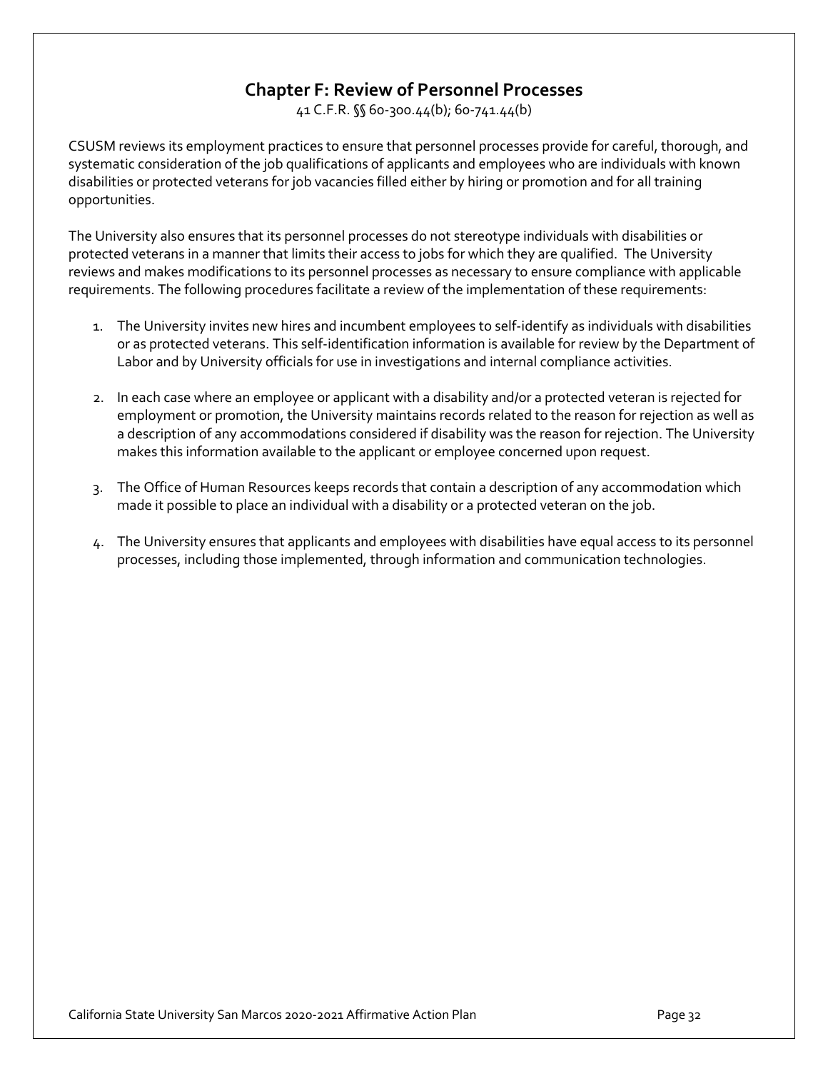## Chapter F: Review of Personnel Processes

41 C.F.R. §§ 60-300.44(b); 60-741.44(b)

CSUSM reviews its employment practices to ensure that personnel processes provide for careful, thorough, and systematic consideration of the job qualifications of applicants and employees who are individuals with known disabilities or protected veterans for job vacancies filled either by hiring or promotion and for all training opportunities.

The University also ensures that its personnel processes do not stereotype individuals with disabilities or protected veterans in a manner that limits their access to jobs for which they are qualified. The University reviews and makes modifications to its personnel processes as necessary to ensure compliance with applicable requirements. The following procedures facilitate a review of the implementation of these requirements:

1. The University invites new hires and incumbent employees to self-identify as individuals with disabilities or as protected veterans. This self-identification information is available for review by the Department of Labor and by University officials for use in investigations and internal compliance activities.

2. In each case where an employee or applicant with a disability and/or a protected veteran is rejected for employment or promotion, the University maintains records related to the reason for rejection as well as a description of any accommodations considered if disability was the reason for rejection. The University makes this information available to the applicant or employee concerned upon request.

3. The Office of Human Resources keeps records that contain a description of any accommodation which made it possible to place an individual with a disability or a protected veteran on the job.

4. The University ensures that applicants and employees with disabilities have equal access to its personnel processes, including those implemented, through information and communication technologies.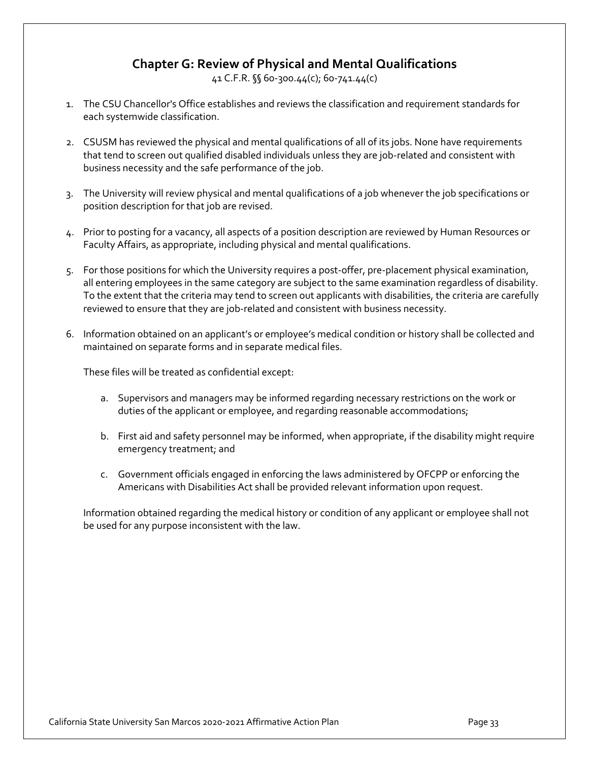## Chapter G: Review of Physical and Mental Qualifications

41 C.F.R. §§ 60-300.44(c); 60-741.44(c)

1. The CSU Chancellor's Office establishes and reviews the classification and requirement standards for each systemwide classification.

2. CSUSM has reviewed the physical and mental qualifications of all of its jobs. None have requirements that tend to screen out qualified disabled individuals unless they are job-related and consistent with business necessity and the safe performance of the job.

3. The University will review physical and mental qualifications of a job whenever the job specifications or position description for that job are revised.

4. Prior to posting for a vacancy, all aspects of a position description are reviewed by Human Resources or Faculty Affairs, as appropriate, including physical and mental qualifications.

5. For those positions for which the University requires a post-offer, pre-placement physical examination, all entering employees in the same category are subject to the same examination regardless of disability. To the extent that the criteria may tend to screen out applicants with disabilities, the criteria are carefully reviewed to ensure that they are job-related and consistent with business necessity.

6. Information obtained on an applicant's or employee's medical condition or history shall be collected and maintained on separate forms and in separate medical files.

   These files will be treated as confidential except:

   a. Supervisors and managers may be informed regarding necessary restrictions on the work or duties of the applicant or employee, and regarding reasonable accommodations;

   b. First aid and safety personnel may be informed, when appropriate, if the disability might require emergency treatment; and

   c. Government officials engaged in enforcing the laws administered by OFCPP or enforcing the Americans with Disabilities Act shall be provided relevant information upon request.

   Information obtained regarding the medical history or condition of any applicant or employee shall not be used for any purpose inconsistent with the law.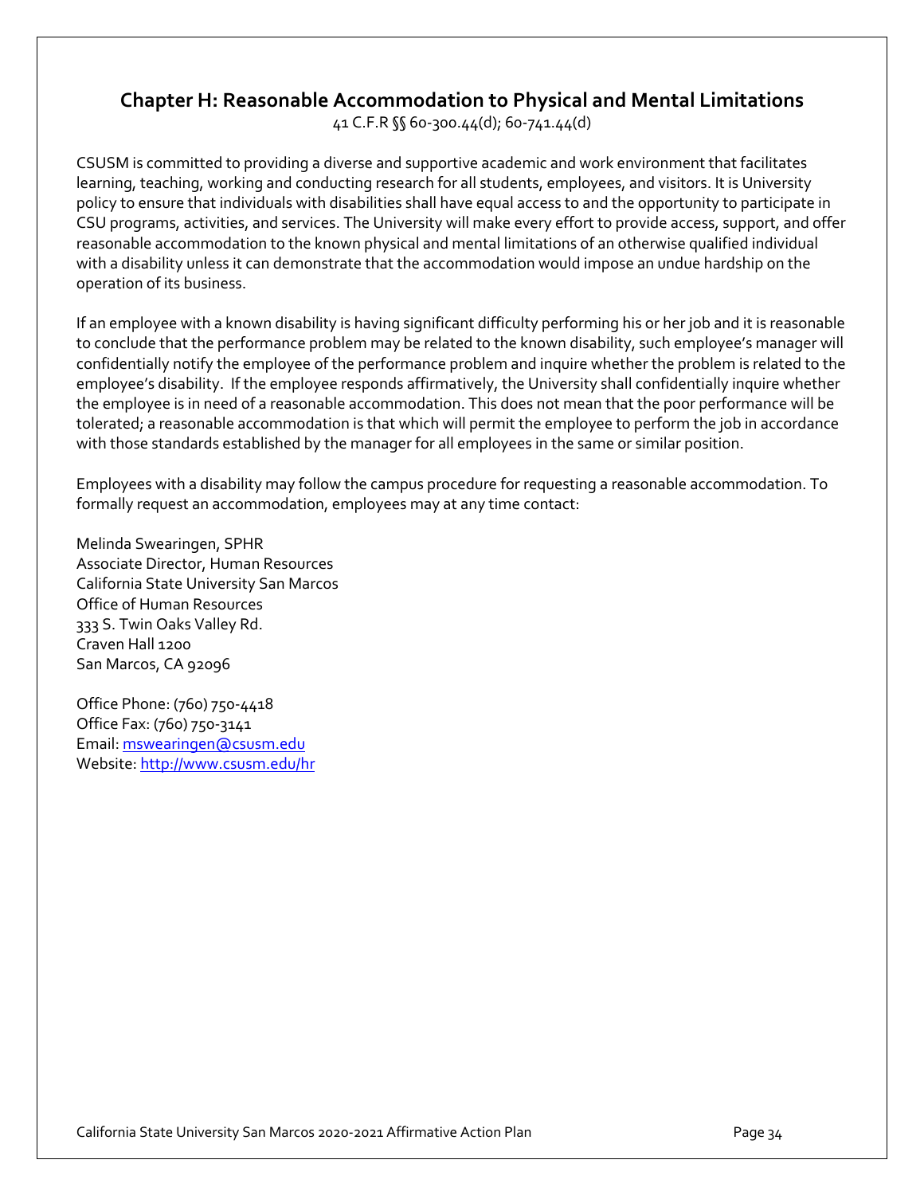## Chapter H: Reasonable Accommodation to Physical and Mental Limitations

41 C.F.R §§ 60-300.44(d); 60-741.44(d)

CSUSM is committed to providing a diverse and supportive academic and work environment that facilitates learning, teaching, working and conducting research for all students, employees, and visitors. It is University policy to ensure that individuals with disabilities shall have equal access to and the opportunity to participate in CSU programs, activities, and services. The University will make every effort to provide access, support, and offer reasonable accommodation to the known physical and mental limitations of an otherwise qualified individual with a disability unless it can demonstrate that the accommodation would impose an undue hardship on the operation of its business.

If an employee with a known disability is having significant difficulty performing his or her job and it is reasonable to conclude that the performance problem may be related to the known disability, such employee's manager will confidentially notify the employee of the performance problem and inquire whether the problem is related to the employee's disability. If the employee responds affirmatively, the University shall confidentially inquire whether the employee is in need of a reasonable accommodation. This does not mean that the poor performance will be tolerated; a reasonable accommodation is that which will permit the employee to perform the job in accordance with those standards established by the manager for all employees in the same or similar position.

Employees with a disability may follow the campus procedure for requesting a reasonable accommodation. To formally request an accommodation, employees may at any time contact:

Melinda Swearingen, SPHR
Associate Director, Human Resources
California State University San Marcos
Office of Human Resources
333 S. Twin Oaks Valley Rd.
Craven Hall 1200
San Marcos, CA 92096

Office Phone: (760) 750-4418
Office Fax: (760) 750-3141
Email: mswearingen@csusm.edu
Website: http://www.csusm.edu/hr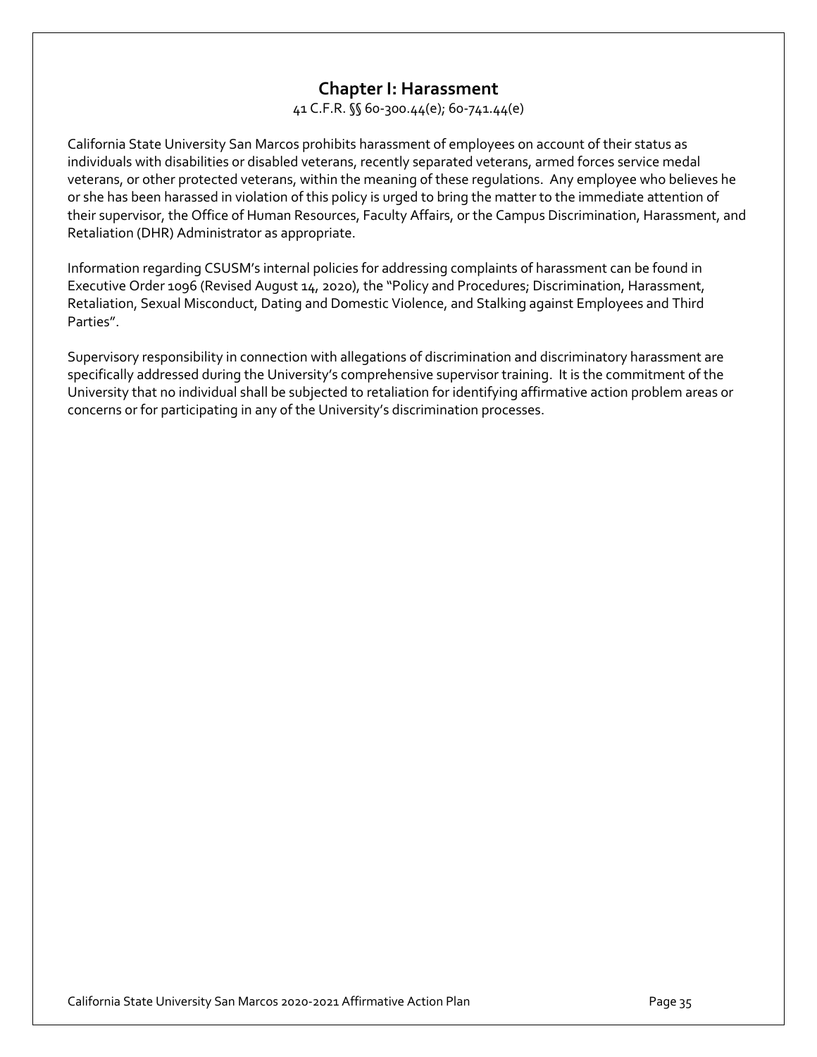## Chapter I: Harassment

41 C.F.R. §§ 60-300.44(e); 60-741.44(e)

California State University San Marcos prohibits harassment of employees on account of their status as individuals with disabilities or disabled veterans, recently separated veterans, armed forces service medal veterans, or other protected veterans, within the meaning of these regulations. Any employee who believes he or she has been harassed in violation of this policy is urged to bring the matter to the immediate attention of their supervisor, the Office of Human Resources, Faculty Affairs, or the Campus Discrimination, Harassment, and Retaliation (DHR) Administrator as appropriate.

Information regarding CSUSM's internal policies for addressing complaints of harassment can be found in Executive Order 1096 (Revised August 14, 2020), the "Policy and Procedures; Discrimination, Harassment, Retaliation, Sexual Misconduct, Dating and Domestic Violence, and Stalking against Employees and Third Parties".

Supervisory responsibility in connection with allegations of discrimination and discriminatory harassment are specifically addressed during the University's comprehensive supervisor training. It is the commitment of the University that no individual shall be subjected to retaliation for identifying affirmative action problem areas or concerns or for participating in any of the University's discrimination processes.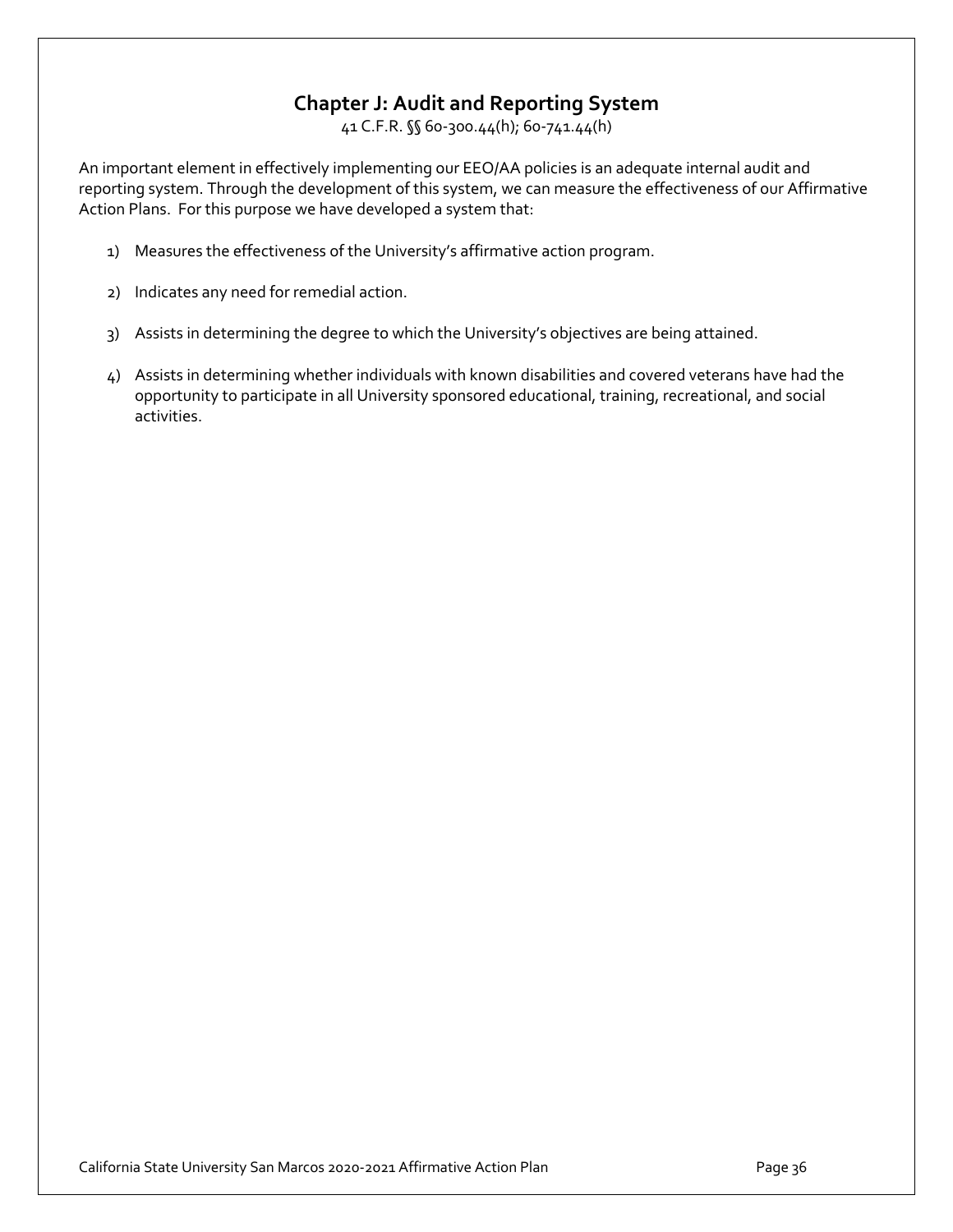## Chapter J: Audit and Reporting System

41 C.F.R. §§ 60-300.44(h); 60-741.44(h)

An important element in effectively implementing our EEO/AA policies is an adequate internal audit and reporting system. Through the development of this system, we can measure the effectiveness of our Affirmative Action Plans. For this purpose we have developed a system that:

1) Measures the effectiveness of the University's affirmative action program.

2) Indicates any need for remedial action.

3) Assists in determining the degree to which the University's objectives are being attained.

4) Assists in determining whether individuals with known disabilities and covered veterans have had the opportunity to participate in all University sponsored educational, training, recreational, and social activities.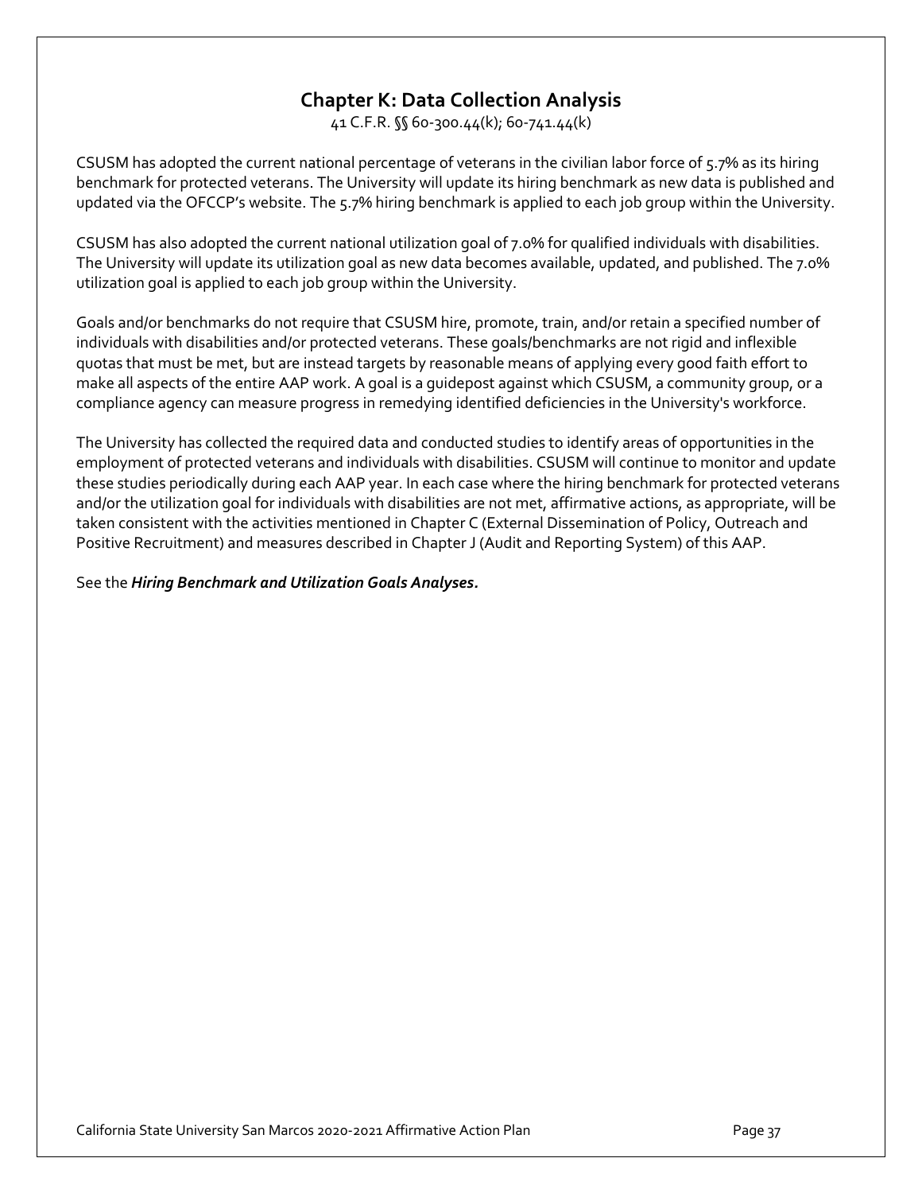## Chapter K: Data Collection Analysis

41 C.F.R. §§ 60-300.44(k); 60-741.44(k)

CSUSM has adopted the current national percentage of veterans in the civilian labor force of 5.7% as its hiring benchmark for protected veterans. The University will update its hiring benchmark as new data is published and updated via the OFCCP's website. The 5.7% hiring benchmark is applied to each job group within the University.

CSUSM has also adopted the current national utilization goal of 7.0% for qualified individuals with disabilities. The University will update its utilization goal as new data becomes available, updated, and published. The 7.0% utilization goal is applied to each job group within the University.

Goals and/or benchmarks do not require that CSUSM hire, promote, train, and/or retain a specified number of individuals with disabilities and/or protected veterans. These goals/benchmarks are not rigid and inflexible quotas that must be met, but are instead targets by reasonable means of applying every good faith effort to make all aspects of the entire AAP work. A goal is a guidepost against which CSUSM, a community group, or a compliance agency can measure progress in remedying identified deficiencies in the University's workforce.

The University has collected the required data and conducted studies to identify areas of opportunities in the employment of protected veterans and individuals with disabilities. CSUSM will continue to monitor and update these studies periodically during each AAP year. In each case where the hiring benchmark for protected veterans and/or the utilization goal for individuals with disabilities are not met, affirmative actions, as appropriate, will be taken consistent with the activities mentioned in Chapter C (External Dissemination of Policy, Outreach and Positive Recruitment) and measures described in Chapter J (Audit and Reporting System) of this AAP.

See the ***Hiring Benchmark and Utilization Goals Analyses.***